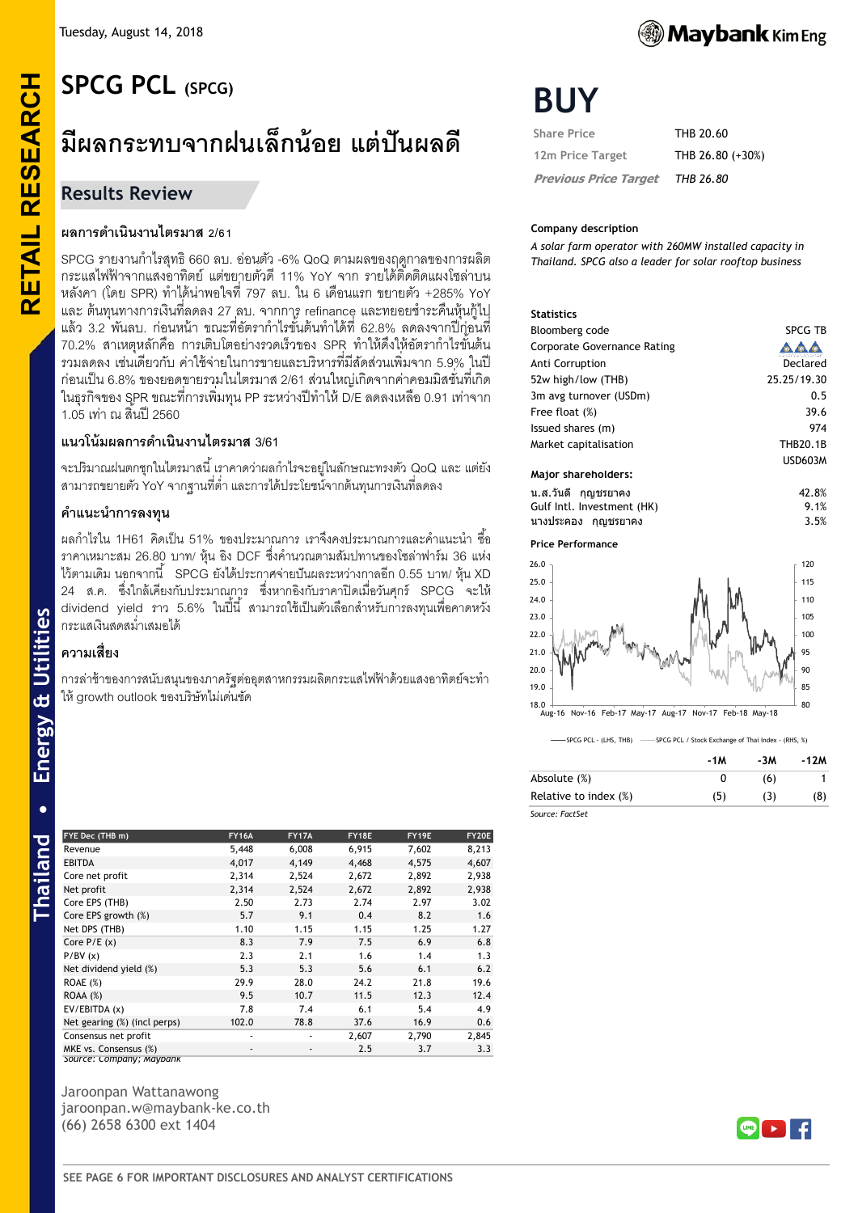Tuesday, August 14, 2018

# SPCG PCL (SPCG)

## มีผลกระทบจากฝนเล็กน้อย แต่ปันผลดี

### Results Review

**BUY**

| | |
|---|---|
| Share Price | THB 20.60 |
| 12m Price Target | THB 26.80 (+30%) |
| *Previous Price Target* | *THB 26.80* |

**Company description**

*A solar farm operator with 260MW installed capacity in Thailand. SPCG also a leader for solar rooftop business*

#### ผลการดำเนินงานไตรมาส 2/61

SPCG รายงานกำไรสุทธิ 660 ลบ. อ่อนตัว -6% QoQ ตามผลของฤดูกาลของการผลิตกระแสไฟฟ้าจากแสงอาทิตย์ แต่ขยายตัวดี 11% YoY จาก รายได้ติดตั้งแผงโซล่าบนหลังคา (โดย SPR) ทำได้น่าพอใจที่ 797 ลบ. ใน 6 เดือนแรก ขยายตัว +285% YoY และ ต้นทุนทางการเงินที่ลดลง 27 ลบ. จากการ refinance และทยอยชำระคืนหุ้นกู้ไปแล้ว 3.2 พันลบ. ก่อนหน้า ขณะที่อัตรากำไรขั้นต้นทำได้ที่ 62.8% ลดลงจากปีก่อนที่ 70.2% สาเหตุหลักคือ การเติบโตอย่างรวดเร็วของ SPR ทำให้ดึงให้อัตรากำไรขั้นต้นรวมลดลง เช่นเดียวกับ ค่าใช้จ่ายในการขายและบริหารที่มีสัดส่วนเพิ่มจาก 5.9% ในปีก่อนเป็น 6.8% ของยอดขายรวมในไตรมาส 2/61 ส่วนใหญ่เกิดจากค่าคอมมิสชั่นที่เกิดในธุรกิจของ SPR ขณะที่การเพิ่มทุน PP ระหว่างปีทำให้ D/E ลดลงเหลือ 0.91 เท่าจาก 1.05 เท่า ณ สิ้นปี 2560

#### แนวโน้มผลการดำเนินงานไตรมาส 3/61

จะปริมาณฝนตกชุกในไตรมาสนี้ เราคาดว่าผลกำไรจะอยู่ในลักษณะทรงตัว QoQ และ แต่ยังสามารถขยายตัว YoY จากฐานที่ต่ำ และการได้ประโยชน์จากต้นทุนการเงินที่ลดลง

#### คำแนะนำการลงทุน

ผลกำไรใน 1H61 คิดเป็น 51% ของประมาณการ เราจึงคงประมาณการและคำแนะนำ ซื้อ ราคาเหมาะสม 26.80 บาท/ หุ้น อิง DCF ซึ่งคำนวณตามสัมปทานของโซล่าฟาร์ม 36 แห่ง ไว้ตามเดิม นอกจากนี้ SPCG ยังได้ประกาศจ่ายปันผลระหว่างกาลอีก 0.55 บาท/ หุ้น XD 24 ส.ค. ซึ่งใกล้เคียงกับประมาณการ ซึ่งหากอิงกับราคาปิดเมื่อวันศุกร์ SPCG จะให้ dividend yield ราว 5.6% ในปีนี้ สามารถใช้เป็นตัวเลือกสำหรับการลงทุนเพื่อคาดหวังกระแสเงินสดสม่ำเสมอได้

#### ความเสี่ยง

การล่าช้าของการสนับสนุนของภาครัฐต่ออุตสาหกรรมผลิตกระแสไฟฟ้าด้วยแสงอาทิตย์จะทำให้ growth outlook ของบริษัทไม่เด่นชัด

**Statistics**

| | |
|---|---|
| Bloomberg code | SPCG TB |
| Corporate Governance Rating | ▲▲▲ |
| Anti Corruption | Declared |
| 52w high/low (THB) | 25.25/19.30 |
| 3m avg turnover (USDm) | 0.5 |
| Free float (%) | 39.6 |
| Issued shares (m) | 974 |
| Market capitalisation | THB20.1B USD603M |

**Major shareholders:**

| | |
|---|---|
| น.ส.วันดี กุญชรยาคง | 42.8% |
| Gulf Intl. Investment (HK) | 9.1% |
| นางประคอง กุญชรยาคง | 3.5% |

**Price Performance**

SPCG PCL - (LHS, THB) / SPCG PCL / Stock Exchange of Thai Index - (RHS, %)

| | -1M | -3M | -12M |
|---|---|---|---|
| Absolute (%) | 0 | (6) | 1 |
| Relative to index (%) | (5) | (3) | (8) |

Source: FactSet

| FYE Dec (THB m) | FY16A | FY17A | FY18E | FY19E | FY20E |
|---|---|---|---|---|---|
| Revenue | 5,448 | 6,008 | 6,915 | 7,602 | 8,213 |
| EBITDA | 4,017 | 4,149 | 4,468 | 4,575 | 4,607 |
| Core net profit | 2,314 | 2,524 | 2,672 | 2,892 | 2,938 |
| Net profit | 2,314 | 2,524 | 2,672 | 2,892 | 2,938 |
| Core EPS (THB) | 2.50 | 2.73 | 2.74 | 2.97 | 3.02 |
| Core EPS growth (%) | 5.7 | 9.1 | 0.4 | 8.2 | 1.6 |
| Net DPS (THB) | 1.10 | 1.15 | 1.15 | 1.25 | 1.27 |
| Core P/E (x) | 8.3 | 7.9 | 7.5 | 6.9 | 6.8 |
| P/BV (x) | 2.3 | 2.1 | 1.6 | 1.4 | 1.3 |
| Net dividend yield (%) | 5.3 | 5.3 | 5.6 | 6.1 | 6.2 |
| ROAE (%) | 29.9 | 28.0 | 24.2 | 21.8 | 19.6 |
| ROAA (%) | 9.5 | 10.7 | 11.5 | 12.3 | 12.4 |
| EV/EBITDA (x) | 7.8 | 7.4 | 6.1 | 5.4 | 4.9 |
| Net gearing (%) (incl perps) | 102.0 | 78.8 | 37.6 | 16.9 | 0.6 |
| Consensus net profit | - | - | 2,607 | 2,790 | 2,845 |
| MKE vs. Consensus (%) | - | - | 2.5 | 3.7 | 3.3 |

Source: Company; Maybank

Jaroonpan Wattanawong
jaroonpan.w@maybank-ke.co.th
(66) 2658 6300 ext 1404

SEE PAGE 6 FOR IMPORTANT DISCLOSURES AND ANALYST CERTIFICATIONS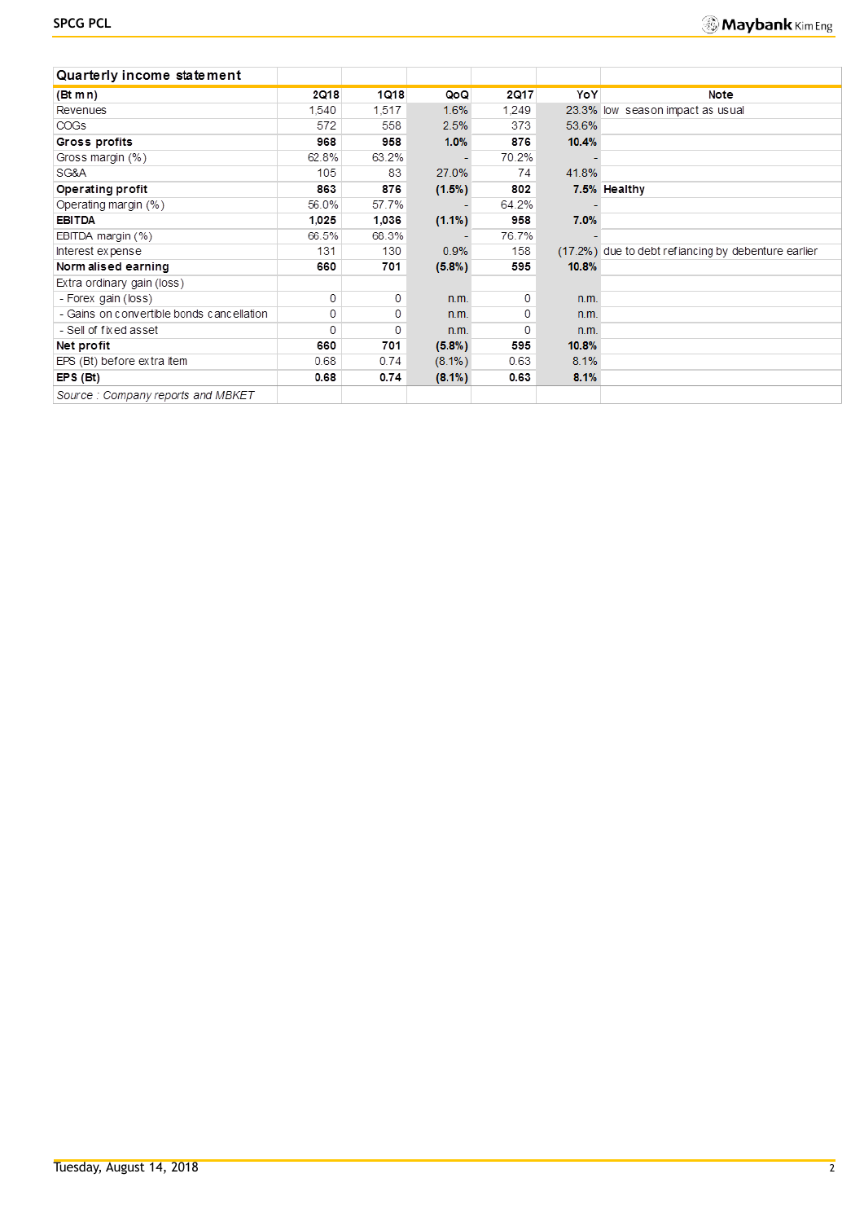## Quarterly income statement

| (Bt mn) | 2Q18 | 1Q18 | QoQ | 2Q17 | YoY | Note |
|---|---|---|---|---|---|---|
| Revenues | 1,540 | 1,517 | 1.6% | 1,249 | 23.3% | low season impact as usual |
| COGs | 572 | 558 | 2.5% | 373 | 53.6% | |
| **Gross profits** | **968** | **958** | **1.0%** | **876** | **10.4%** | |
| Gross margin (%) | 62.8% | 63.2% | - | 70.2% | - | |
| SG&A | 105 | 83 | 27.0% | 74 | 41.8% | |
| **Operating profit** | **863** | **876** | **(1.5%)** | **802** | **7.5%** | **Healthy** |
| Operating margin (%) | 56.0% | 57.7% | - | 64.2% | - | |
| **EBITDA** | **1,025** | **1,036** | **(1.1%)** | **958** | **7.0%** | |
| EBITDA margin (%) | 66.5% | 68.3% | - | 76.7% | - | |
| Interest expense | 131 | 130 | 0.9% | 158 | (17.2%) | due to debt refiancing by debenture earlier |
| **Normalised earning** | **660** | **701** | **(5.8%)** | **595** | **10.8%** | |
| Extra ordinary gain (loss) | | | | | | |
| - Forex gain (loss) | 0 | 0 | n.m. | 0 | n.m. | |
| - Gains on convertible bonds cancellation | 0 | 0 | n.m. | 0 | n.m. | |
| - Sell of fixed asset | 0 | 0 | n.m. | 0 | n.m. | |
| **Net profit** | **660** | **701** | **(5.8%)** | **595** | **10.8%** | |
| EPS (Bt) before extra item | 0.68 | 0.74 | (8.1%) | 0.63 | 8.1% | |
| **EPS (Bt)** | **0.68** | **0.74** | **(8.1%)** | **0.63** | **8.1%** | |

*Source : Company reports and MBKET*

Tuesday, August 14, 2018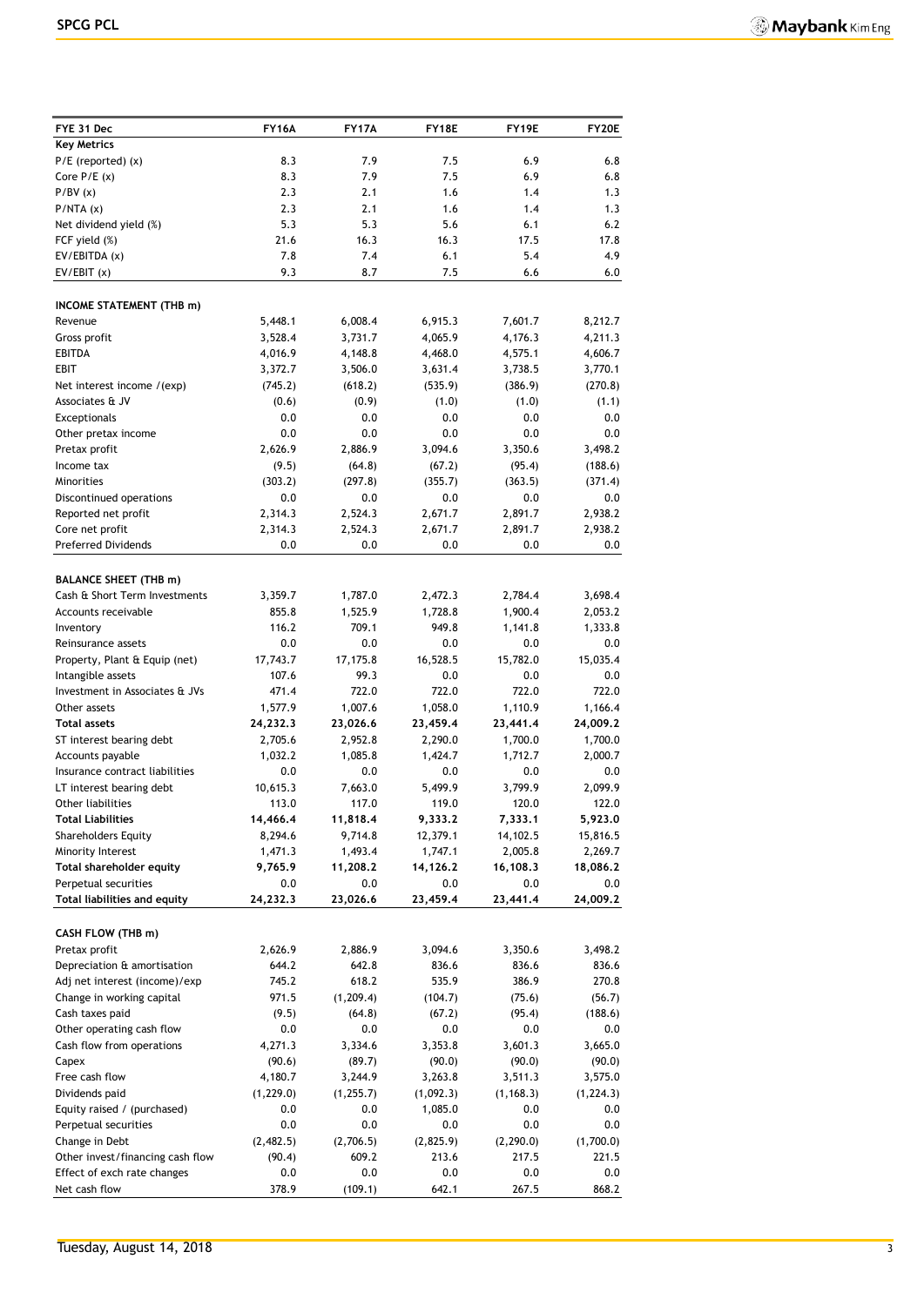| FYE 31 Dec | FY16A | FY17A | FY18E | FY19E | FY20E |
|---|---|---|---|---|---|
| **Key Metrics** | | | | | |
| P/E (reported) (x) | 8.3 | 7.9 | 7.5 | 6.9 | 6.8 |
| Core P/E (x) | 8.3 | 7.9 | 7.5 | 6.9 | 6.8 |
| P/BV (x) | 2.3 | 2.1 | 1.6 | 1.4 | 1.3 |
| P/NTA (x) | 2.3 | 2.1 | 1.6 | 1.4 | 1.3 |
| Net dividend yield (%) | 5.3 | 5.3 | 5.6 | 6.1 | 6.2 |
| FCF yield (%) | 21.6 | 16.3 | 16.3 | 17.5 | 17.8 |
| EV/EBITDA (x) | 7.8 | 7.4 | 6.1 | 5.4 | 4.9 |
| EV/EBIT (x) | 9.3 | 8.7 | 7.5 | 6.6 | 6.0 |
| | | | | | |
| **INCOME STATEMENT (THB m)** | | | | | |
| Revenue | 5,448.1 | 6,008.4 | 6,915.3 | 7,601.7 | 8,212.7 |
| Gross profit | 3,528.4 | 3,731.7 | 4,065.9 | 4,176.3 | 4,211.3 |
| EBITDA | 4,016.9 | 4,148.8 | 4,468.0 | 4,575.1 | 4,606.7 |
| EBIT | 3,372.7 | 3,506.0 | 3,631.4 | 3,738.5 | 3,770.1 |
| Net interest income /(exp) | (745.2) | (618.2) | (535.9) | (386.9) | (270.8) |
| Associates & JV | (0.6) | (0.9) | (1.0) | (1.0) | (1.1) |
| Exceptionals | 0.0 | 0.0 | 0.0 | 0.0 | 0.0 |
| Other pretax income | 0.0 | 0.0 | 0.0 | 0.0 | 0.0 |
| Pretax profit | 2,626.9 | 2,886.9 | 3,094.6 | 3,350.6 | 3,498.2 |
| Income tax | (9.5) | (64.8) | (67.2) | (95.4) | (188.6) |
| Minorities | (303.2) | (297.8) | (355.7) | (363.5) | (371.4) |
| Discontinued operations | 0.0 | 0.0 | 0.0 | 0.0 | 0.0 |
| Reported net profit | 2,314.3 | 2,524.3 | 2,671.7 | 2,891.7 | 2,938.2 |
| Core net profit | 2,314.3 | 2,524.3 | 2,671.7 | 2,891.7 | 2,938.2 |
| Preferred Dividends | 0.0 | 0.0 | 0.0 | 0.0 | 0.0 |
| | | | | | |
| **BALANCE SHEET (THB m)** | | | | | |
| Cash & Short Term Investments | 3,359.7 | 1,787.0 | 2,472.3 | 2,784.4 | 3,698.4 |
| Accounts receivable | 855.8 | 1,525.9 | 1,728.8 | 1,900.4 | 2,053.2 |
| Inventory | 116.2 | 709.1 | 949.8 | 1,141.8 | 1,333.8 |
| Reinsurance assets | 0.0 | 0.0 | 0.0 | 0.0 | 0.0 |
| Property, Plant & Equip (net) | 17,743.7 | 17,175.8 | 16,528.5 | 15,782.0 | 15,035.4 |
| Intangible assets | 107.6 | 99.3 | 0.0 | 0.0 | 0.0 |
| Investment in Associates & JVs | 471.4 | 722.0 | 722.0 | 722.0 | 722.0 |
| Other assets | 1,577.9 | 1,007.6 | 1,058.0 | 1,110.9 | 1,166.4 |
| **Total assets** | **24,232.3** | **23,026.6** | **23,459.4** | **23,441.4** | **24,009.2** |
| ST interest bearing debt | 2,705.6 | 2,952.8 | 2,290.0 | 1,700.0 | 1,700.0 |
| Accounts payable | 1,032.2 | 1,085.8 | 1,424.7 | 1,712.7 | 2,000.7 |
| Insurance contract liabilities | 0.0 | 0.0 | 0.0 | 0.0 | 0.0 |
| LT interest bearing debt | 10,615.3 | 7,663.0 | 5,499.9 | 3,799.9 | 2,099.9 |
| Other liabilities | 113.0 | 117.0 | 119.0 | 120.0 | 122.0 |
| **Total Liabilities** | **14,466.4** | **11,818.4** | **9,333.2** | **7,333.1** | **5,923.0** |
| Shareholders Equity | 8,294.6 | 9,714.8 | 12,379.1 | 14,102.5 | 15,816.5 |
| Minority Interest | 1,471.3 | 1,493.4 | 1,747.1 | 2,005.8 | 2,269.7 |
| **Total shareholder equity** | **9,765.9** | **11,208.2** | **14,126.2** | **16,108.3** | **18,086.2** |
| Perpetual securities | 0.0 | 0.0 | 0.0 | 0.0 | 0.0 |
| **Total liabilities and equity** | **24,232.3** | **23,026.6** | **23,459.4** | **23,441.4** | **24,009.2** |
| | | | | | |
| **CASH FLOW (THB m)** | | | | | |
| Pretax profit | 2,626.9 | 2,886.9 | 3,094.6 | 3,350.6 | 3,498.2 |
| Depreciation & amortisation | 644.2 | 642.8 | 836.6 | 836.6 | 836.6 |
| Adj net interest (income)/exp | 745.2 | 618.2 | 535.9 | 386.9 | 270.8 |
| Change in working capital | 971.5 | (1,209.4) | (104.7) | (75.6) | (56.7) |
| Cash taxes paid | (9.5) | (64.8) | (67.2) | (95.4) | (188.6) |
| Other operating cash flow | 0.0 | 0.0 | 0.0 | 0.0 | 0.0 |
| Cash flow from operations | 4,271.3 | 3,334.6 | 3,353.8 | 3,601.3 | 3,665.0 |
| Capex | (90.6) | (89.7) | (90.0) | (90.0) | (90.0) |
| Free cash flow | 4,180.7 | 3,244.9 | 3,263.8 | 3,511.3 | 3,575.0 |
| Dividends paid | (1,229.0) | (1,255.7) | (1,092.3) | (1,168.3) | (1,224.3) |
| Equity raised / (purchased) | 0.0 | 0.0 | 1,085.0 | 0.0 | 0.0 |
| Perpetual securities | 0.0 | 0.0 | 0.0 | 0.0 | 0.0 |
| Change in Debt | (2,482.5) | (2,706.5) | (2,825.9) | (2,290.0) | (1,700.0) |
| Other invest/financing cash flow | (90.4) | 609.2 | 213.6 | 217.5 | 221.5 |
| Effect of exch rate changes | 0.0 | 0.0 | 0.0 | 0.0 | 0.0 |
| Net cash flow | 378.9 | (109.1) | 642.1 | 267.5 | 868.2 |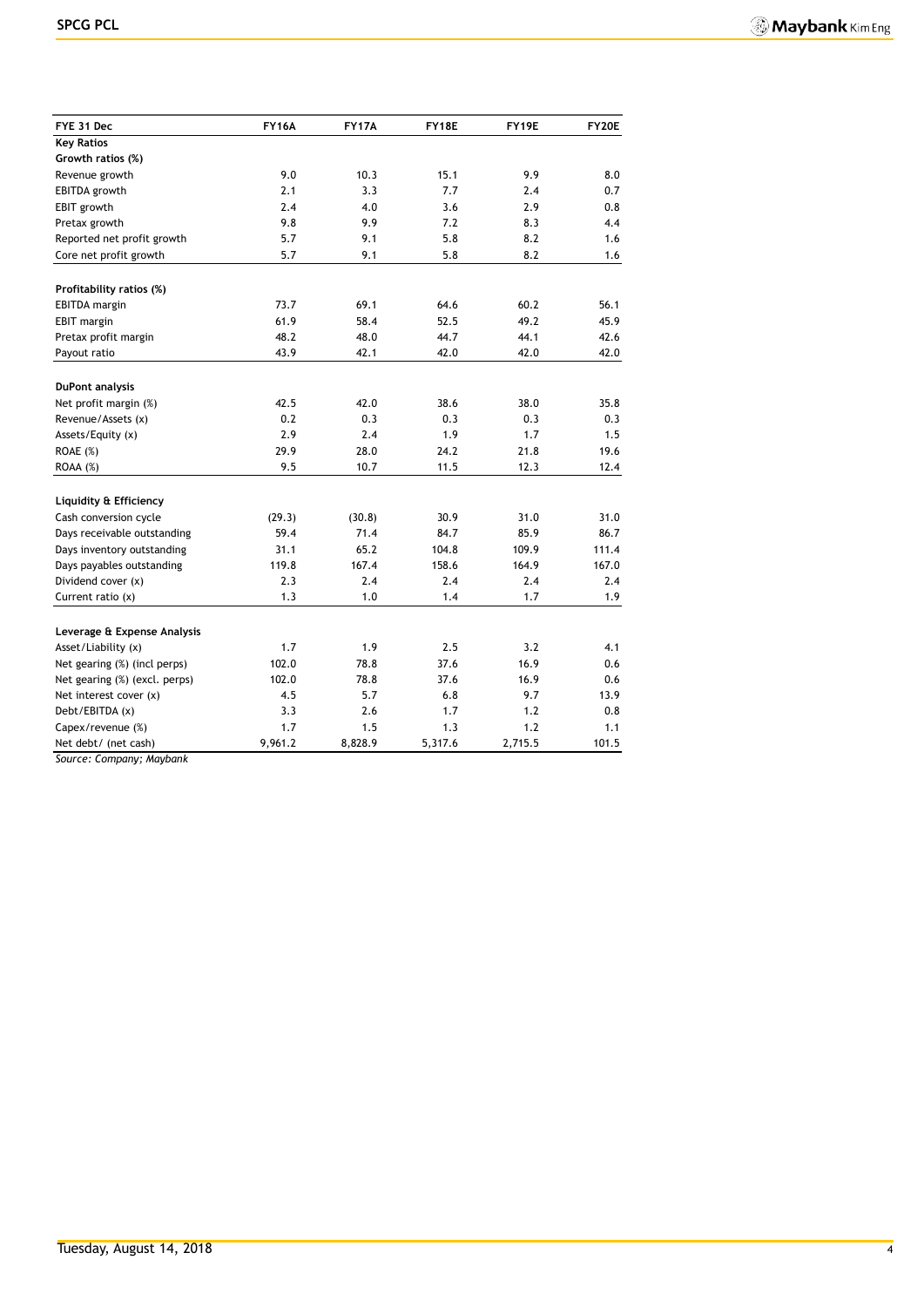| FYE 31 Dec | FY16A | FY17A | FY18E | FY19E | FY20E |
|---|---|---|---|---|---|
| **Key Ratios** | | | | | |
| **Growth ratios (%)** | | | | | |
| Revenue growth | 9.0 | 10.3 | 15.1 | 9.9 | 8.0 |
| EBITDA growth | 2.1 | 3.3 | 7.7 | 2.4 | 0.7 |
| EBIT growth | 2.4 | 4.0 | 3.6 | 2.9 | 0.8 |
| Pretax growth | 9.8 | 9.9 | 7.2 | 8.3 | 4.4 |
| Reported net profit growth | 5.7 | 9.1 | 5.8 | 8.2 | 1.6 |
| Core net profit growth | 5.7 | 9.1 | 5.8 | 8.2 | 1.6 |
| | | | | | |
| **Profitability ratios (%)** | | | | | |
| EBITDA margin | 73.7 | 69.1 | 64.6 | 60.2 | 56.1 |
| EBIT margin | 61.9 | 58.4 | 52.5 | 49.2 | 45.9 |
| Pretax profit margin | 48.2 | 48.0 | 44.7 | 44.1 | 42.6 |
| Payout ratio | 43.9 | 42.1 | 42.0 | 42.0 | 42.0 |
| | | | | | |
| **DuPont analysis** | | | | | |
| Net profit margin (%) | 42.5 | 42.0 | 38.6 | 38.0 | 35.8 |
| Revenue/Assets (x) | 0.2 | 0.3 | 0.3 | 0.3 | 0.3 |
| Assets/Equity (x) | 2.9 | 2.4 | 1.9 | 1.7 | 1.5 |
| ROAE (%) | 29.9 | 28.0 | 24.2 | 21.8 | 19.6 |
| ROAA (%) | 9.5 | 10.7 | 11.5 | 12.3 | 12.4 |
| | | | | | |
| **Liquidity & Efficiency** | | | | | |
| Cash conversion cycle | (29.3) | (30.8) | 30.9 | 31.0 | 31.0 |
| Days receivable outstanding | 59.4 | 71.4 | 84.7 | 85.9 | 86.7 |
| Days inventory outstanding | 31.1 | 65.2 | 104.8 | 109.9 | 111.4 |
| Days payables outstanding | 119.8 | 167.4 | 158.6 | 164.9 | 167.0 |
| Dividend cover (x) | 2.3 | 2.4 | 2.4 | 2.4 | 2.4 |
| Current ratio (x) | 1.3 | 1.0 | 1.4 | 1.7 | 1.9 |
| | | | | | |
| **Leverage & Expense Analysis** | | | | | |
| Asset/Liability (x) | 1.7 | 1.9 | 2.5 | 3.2 | 4.1 |
| Net gearing (%) (incl perps) | 102.0 | 78.8 | 37.6 | 16.9 | 0.6 |
| Net gearing (%) (excl. perps) | 102.0 | 78.8 | 37.6 | 16.9 | 0.6 |
| Net interest cover (x) | 4.5 | 5.7 | 6.8 | 9.7 | 13.9 |
| Debt/EBITDA (x) | 3.3 | 2.6 | 1.7 | 1.2 | 0.8 |
| Capex/revenue (%) | 1.7 | 1.5 | 1.3 | 1.2 | 1.1 |
| Net debt/ (net cash) | 9,961.2 | 8,828.9 | 5,317.6 | 2,715.5 | 101.5 |

*Source: Company; Maybank*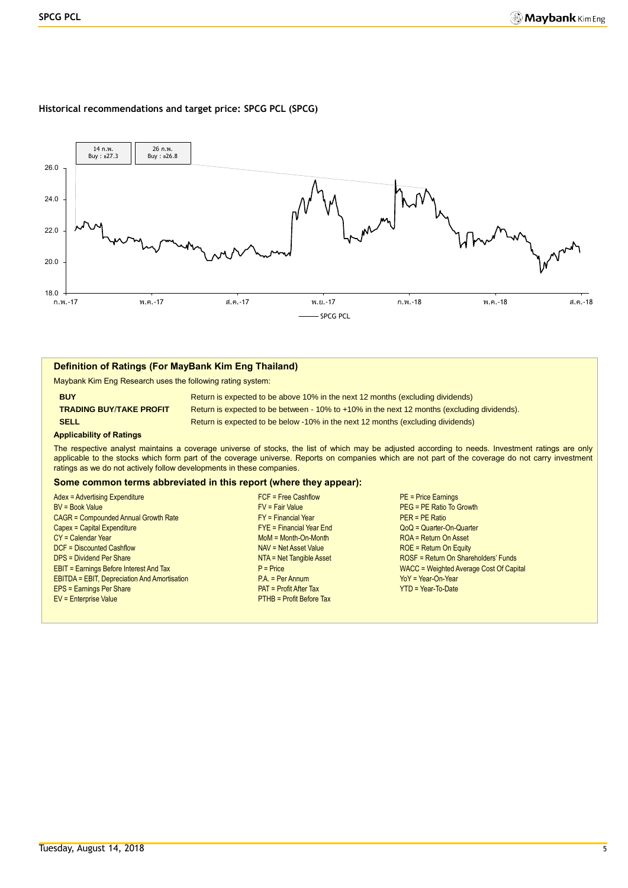### Historical recommendations and target price: SPCG PCL (SPCG)

14 ก.พ.
Buy : ฿27.3

26 ก.พ.
Buy : ฿26.8

26.0
24.0
22.0
20.0
18.0

ก.พ.-17 พ.ค.-17 ส.ค.-17 พ.ย.-17 ก.พ.-18 พ.ค.-18 ส.ค.-18

SPCG PCL

## Definition of Ratings (For MayBank Kim Eng Thailand)

Maybank Kim Eng Research uses the following rating system:

| | |
|---|---|
| **BUY** | Return is expected to be above 10% in the next 12 months (excluding dividends) |
| **TRADING BUY/TAKE PROFIT** | Return is expected to be between - 10% to +10% in the next 12 months (excluding dividends). |
| **SELL** | Return is expected to be below -10% in the next 12 months (excluding dividends) |

**Applicability of Ratings**

The respective analyst maintains a coverage universe of stocks, the list of which may be adjusted according to needs. Investment ratings are only applicable to the stocks which form part of the coverage universe. Reports on companies which are not part of the coverage do not carry investment ratings as we do not actively follow developments in these companies.

### Some common terms abbreviated in this report (where they appear):

Adex = Advertising Expenditure
BV = Book Value
CAGR = Compounded Annual Growth Rate
Capex = Capital Expenditure
CY = Calendar Year
DCF = Discounted Cashflow
DPS = Dividend Per Share
EBIT = Earnings Before Interest And Tax
EBITDA = EBIT, Depreciation And Amortisation
EPS = Earnings Per Share
EV = Enterprise Value
FCF = Free Cashflow
FV = Fair Value
FY = Financial Year
FYE = Financial Year End
MoM = Month-On-Month
NAV = Net Asset Value
NTA = Net Tangible Asset
P = Price
P.A. = Per Annum
PAT = Profit After Tax
PTHB = Profit Before Tax
PE = Price Earnings
PEG = PE Ratio To Growth
PER = PE Ratio
QoQ = Quarter-On-Quarter
ROA = Return On Asset
ROE = Return On Equity
ROSF = Return On Shareholders' Funds
WACC = Weighted Average Cost Of Capital
YoY = Year-On-Year
YTD = Year-To-Date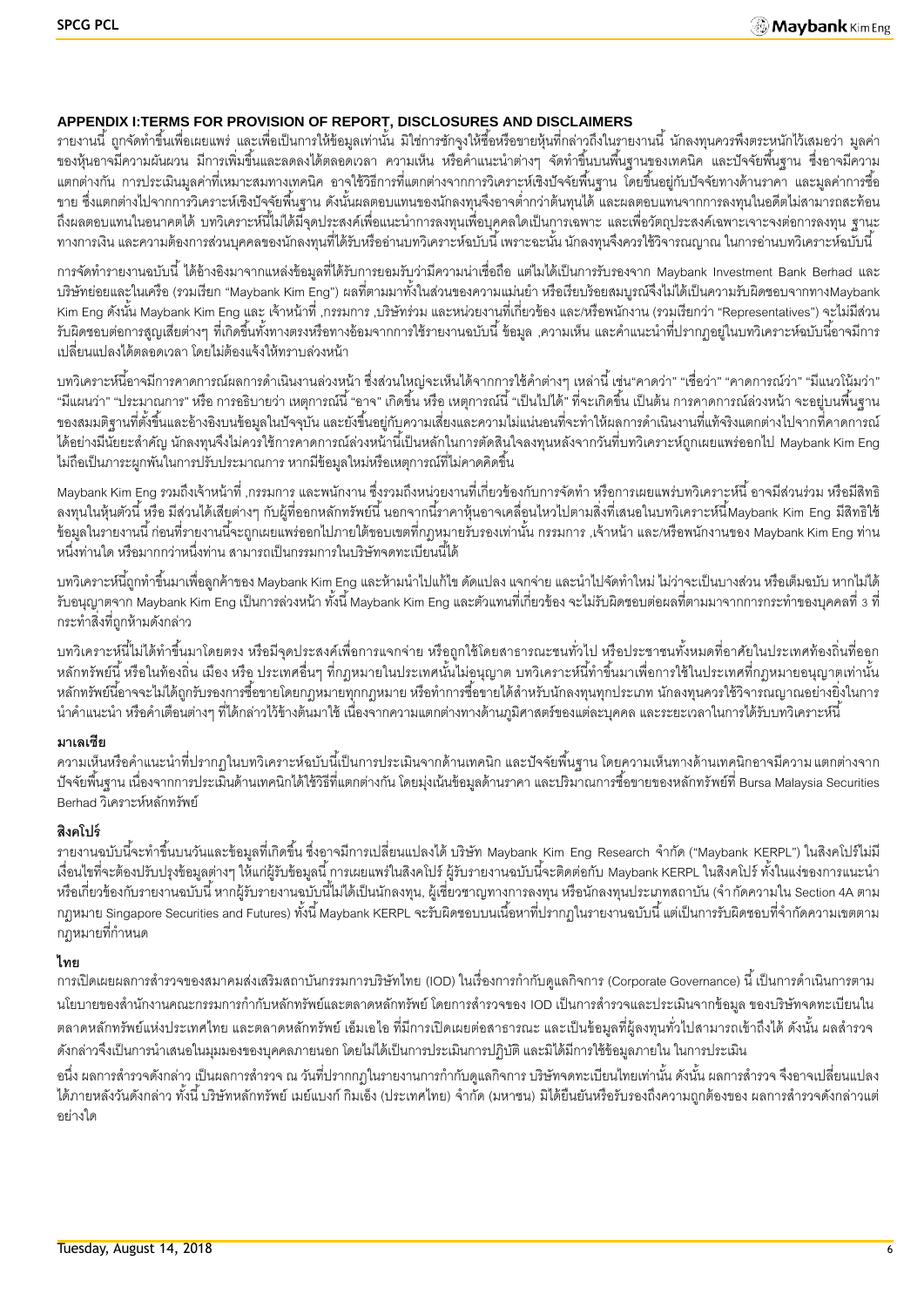## APPENDIX I:TERMS FOR PROVISION OF REPORT, DISCLOSURES AND DISCLAIMERS

รายงานนี้ ถูกจัดทำขึ้นเพื่อเผยแพร่ และเพื่อเป็นการให้ข้อมูลเท่านั้น มิใช่การชักจูงให้ซื้อหรือขายหุ้นที่กล่าวถึงในรายงานนี้ นักลงทุนควรพึงตระหนักไว้เสมอว่า มูลค่าของหุ้นอาจมีความผันผวน มีการเพิ่มขึ้นและลดลงได้ตลอดเวลา ความเห็น หรือคำแนะนำต่างๆ จัดทำขึ้นบนพื้นฐานของเทคนิค และปัจจัยพื้นฐาน ซึ่งอาจมีความแตกต่างกัน การประเมินมูลค่าที่เหมาะสมทางเทคนิค อาจใช้วิธีการที่แตกต่างจากการวิเคราะห์เชิงปัจจัยพื้นฐาน โดยขึ้นอยู่กับปัจจัยทางด้านราคา และมูลค่าการซื้อขาย ซึ่งแตกต่างไปจากการวิเคราะห์เชิงปัจจัยพื้นฐาน ดังนั้นผลตอบแทนของนักลงทุนจึงอาจต่ำกว่าต้นทุนได้ และผลตอบแทนจากการลงทุนในอดีตไม่สามารถสะท้อนถึงผลตอบแทนในอนาคตได้ บทวิเคราะห์นี้ไม่ได้มีจุดประสงค์เพื่อแนะนำการลงทุนเพื่อบุคคลใดเป็นการเฉพาะ และเพื่อวัตถุประสงค์เฉพาะเจาะจงต่อการลงทุน ฐานะทางการเงิน และความต้องการส่วนบุคคลของนักลงทุนที่ได้รับหรืออ่านบทวิเคราะห์ฉบับนี้ เพราะฉะนั้น นักลงทุนจึงควรใช้วิจารณญาณ ในการอ่านบทวิเคราะห์ฉบับนี้

การจัดทำรายงานฉบับนี้ ได้อ้างอิงมาจากแหล่งข้อมูลที่ได้รับการยอมรับว่ามีความน่าเชื่อถือ แต่ไม่ได้เป็นการรับรองจาก Maybank Investment Bank Berhad และบริษัทย่อยและในเครือ (รวมเรียก "Maybank Kim Eng") ผลที่ตามมาทั้งในส่วนของความแม่นยำ หรือเรียบร้อยสมบูรณ์จึงไม่ได้เป็นความรับผิดชอบจากทางMaybank Kim Eng ดังนั้น Maybank Kim Eng และ เจ้าหน้าที่ ,กรรมการ ,บริษัทร่วม และหน่วยงานที่เกี่ยวข้อง และ/หรือพนักงาน (รวมเรียกว่า "Representatives") จะไม่มีส่วนรับผิดชอบต่อการสูญเสียต่างๆ ที่เกิดขึ้นทั้งทางตรงหรือทางอ้อมจากการใช้รายงานฉบับนี้ ข้อมูล ,ความเห็น และคำแนะนำที่ปรากฎอยู่ในบทวิเคราะห์ฉบับนี้อาจมีการเปลี่ยนแปลงได้ตลอดเวลา โดยไม่ต้องแจ้งให้ทราบล่วงหน้า

บทวิเคราะห์นี้อาจมีการคาดการณ์ผลการดำเนินงานล่วงหน้า ซึ่งส่วนใหญ่จะเห็นได้จากการใช้คำต่างๆ เหล่านี้ เช่น"คาดว่า" "เชื่อว่า" "คาดการณ์ว่า" "มีแนวโน้มว่า" "มีแผนว่า" "ประมาณการ" หรือ การอธิบายว่า เหตุการณ์นี้ "อาจ" เกิดขึ้น หรือ เหตุการณ์นี้ "เป็นไปได้" ที่จะเกิดขึ้น เป็นต้น การคาดการณ์ล่วงหน้า จะอยู่บนพื้นฐานของสมมติฐานที่ตั้งขึ้นและอ้างอิงบนข้อมูลในปัจจุบัน และยังขึ้นอยู่กับความเสี่ยงและความไม่แน่นอนที่จะทำให้ผลการดำเนินงานที่แท้จริงแตกต่างไปจากที่คาดการณ์ได้อย่างมีนัยยะสำคัญ นักลงทุนจึงไม่ควรใช้การคาดการณ์ล่วงหน้านี้เป็นหลักในการตัดสินใจลงทุนหลังจากวันที่บทวิเคราะห์ถูกเผยแพร่ออกไป Maybank Kim Eng ไม่ถือเป็นภาระผูกพันในการปรับประมาณการ หากมีข้อมูลใหม่หรือเหตุการณ์ที่ไม่คาดคิดขึ้น

Maybank Kim Eng รวมถึงเจ้าหน้าที่ ,กรรมการ และพนักงาน ซึ่งรวมถึงหน่วยงานที่เกี่ยวข้องกับการจัดทำ หรือการเผยแพร่บทวิเคราะห์นี้ อาจมีส่วนร่วม หรือมีสิทธิลงทุนในหุ้นตัวนี้ หรือ มีส่วนได้เสียต่างๆ กับผู้ที่ออกหลักทรัพย์นี้ นอกจากนี้ราคาหุ้นอาจเคลื่อนไหวไปตามสิ่งที่เสนอในบทวิเคราะห์นี้Maybank Kim Eng มีสิทธิใช้ข้อมูลในรายงานนี้ ก่อนที่รายงานนี้จะถูกเผยแพร่ออกไปภายใต้ขอบเขตที่กฎหมายรับรองเท่านั้น กรรมการ ,เจ้าหน้า และ/หรือพนักงานของ Maybank Kim Eng ท่านหนึ่งท่านใด หรือมากกว่าหนึ่งท่าน สามารถเป็นกรรมการในบริษัทจดทะเบียนนี้ได้

บทวิเคราะห์นี้ถูกทำขึ้นมาเพื่อลูกค้าของ Maybank Kim Eng และห้ามนำไปแก้ไข ดัดแปลง แจกจ่าย และนำไปจัดทำใหม่ ไม่ว่าจะเป็นบางส่วน หรือเต็มฉบับ หากไม่ได้รับอนุญาตจาก Maybank Kim Eng เป็นการล่วงหน้า ทั้งนี้ Maybank Kim Eng และตัวแทนที่เกี่ยวข้อง จะไม่รับผิดชอบต่อผลที่ตามมาจากการกระทำของบุคคลที่ 3 ที่กระทำสิ่งที่ถูกห้ามดังกล่าว

บทวิเคราะห์นี้ไม่ได้ทำขึ้นมาโดยตรง หรือมีจุดประสงค์เพื่อการแจกจ่าย หรือถูกใช้โดยสาธารณะชนทั่วไป หรือประชาชนทั้งหมดที่อาศัยในประเทศท้องถิ่นที่ออกหลักทรัพย์นี้ หรือในท้องถิ่น เมือง หรือ ประเทศอื่นๆ ที่กฎหมายในประเทศนั้นไม่อนุญาต บทวิเคราะห์นี้ทำขึ้นมาเพื่อการใช้ในประเทศที่กฎหมายอนุญาตเท่านั้น หลักทรัพย์นี้อาจจะไม่ได้ถูกรับรองการซื้อขายโดยกฎหมายทุกกฎหมาย หรือทำการซื้อขายได้สำหรับนักลงทุนทุกประเภท นักลงทุนควรใช้วิจารณญาณอย่างยิ่งในการนำคำแนะนำ หรือคำเตือนต่างๆ ที่ได้กล่าวไว้ข้างต้นมาใช้ เนื่องจากความแตกต่างทางด้านภูมิศาสตร์ของแต่ละบุคคล และระยะเวลาในการได้รับบทวิเคราะห์นี้

### มาเลเซีย

ความเห็นหรือคำแนะนำที่ปรากฎในบทวิเคราะห์ฉบับนี้เป็นการประเมินจากด้านเทคนิก และปัจจัยพื้นฐาน โดยความเห็นทางด้านเทคนิกอาจมีความ แตกต่างจากปัจจัยพื้นฐาน เนื่องจากการประเมินด้านเทคนิกได้ใช้วิธีที่แตกต่างกัน โดยมุ่งเน้นข้อมูลด้านราคา และปริมาณการซื้อขายของหลักทรัพย์ที่ Bursa Malaysia Securities Berhad วิเคราะห์หลักทรัพย์

### สิงคโปร์

รายงานฉบับนี้จะทำขึ้นบนวันและข้อมูลที่เกิดขึ้น ซึ่งอาจมีการเปลี่ยนแปลงได้ บริษัท Maybank Kim Eng Research จำกัด ("Maybank KERPL") ในสิงคโปร์ไม่มีเงื่อนไขที่จะต้องปรับปรุงข้อมูลต่างๆ ให้แก่ผู้รับข้อมูลนี้ การเผยแพร่ในสิงคโปร์ ผู้รับรายงานฉบับนี้จะติดต่อกับ Maybank KERPL ในสิงคโปร์ ทั้งในแง่ของการแนะนำหรือเกี่ยวข้องกับรายงานฉบับนี้ หากผู้รับรายงานฉบับนี้ไม่ได้เป็นนักลงทุน, ผู้เชี่ยวชาญทางการลงทุน หรือนักลงทุนประเภทสถาบัน (จำกัดความใน Section 4A ตามกฎหมาย Singapore Securities and Futures) ทั้งนี้ Maybank KERPL จะรับผิดชอบบนเนื้อหาที่ปรากฏในรายงานฉบับนี้ แต่เป็นการรับผิดชอบที่จำกัดความเขตตามกฎหมายที่กำหนด

### ไทย

การเปิดเผยผลการสำรวจของสมาคมส่งเสริมสถาบันกรรมการบริษัทไทย (IOD) ในเรื่องการกำกับดูแลกิจการ (Corporate Governance) นี้ เป็นการดำเนินการตามนโยบายของสำนักงานคณะกรรมการกำกับหลักทรัพย์และตลาดหลักทรัพย์ โดยการสำรวจของ IOD เป็นการสำรวจและประเมินจากข้อมูล ของบริษัทจดทะเบียนในตลาดหลักทรัพย์แห่งประเทศไทย และตลาดหลักทรัพย์ เอ็มเอไอ ที่มีการเปิดเผยต่อสาธารณะ และเป็นข้อมูลที่ผู้ลงทุนทั่วไปสามารถเข้าถึงได้ ดังนั้น ผลสำรวจดังกล่าวจึงเป็นการนำเสนอในมุมมองของบุคคลภายนอก โดยไม่ได้เป็นการประเมินการปฏิบัติ และมิได้มีการใช้ข้อมูลภายใน ในการประเมิน

อนึ่ง ผลการสำรวจดังกล่าว เป็นผลการสำรวจ ณ วันที่ปรากฏในรายงานการกำกับดูแลกิจการ บริษัทจดทะเบียนไทยเท่านั้น ดังนั้น ผลการสำรวจ จึงอาจเปลี่ยนแปลงได้ภายหลังวันดังกล่าว ทั้งนี้ บริษัทหลักทรัพย์ เมย์แบงก์ กิมเอ็ง (ประเทศไทย) จำกัด (มหาชน) มิได้ยืนยันหรือรับรองถึงความถูกต้องของ ผลการสำรวจดังกล่าวแต่อย่างใด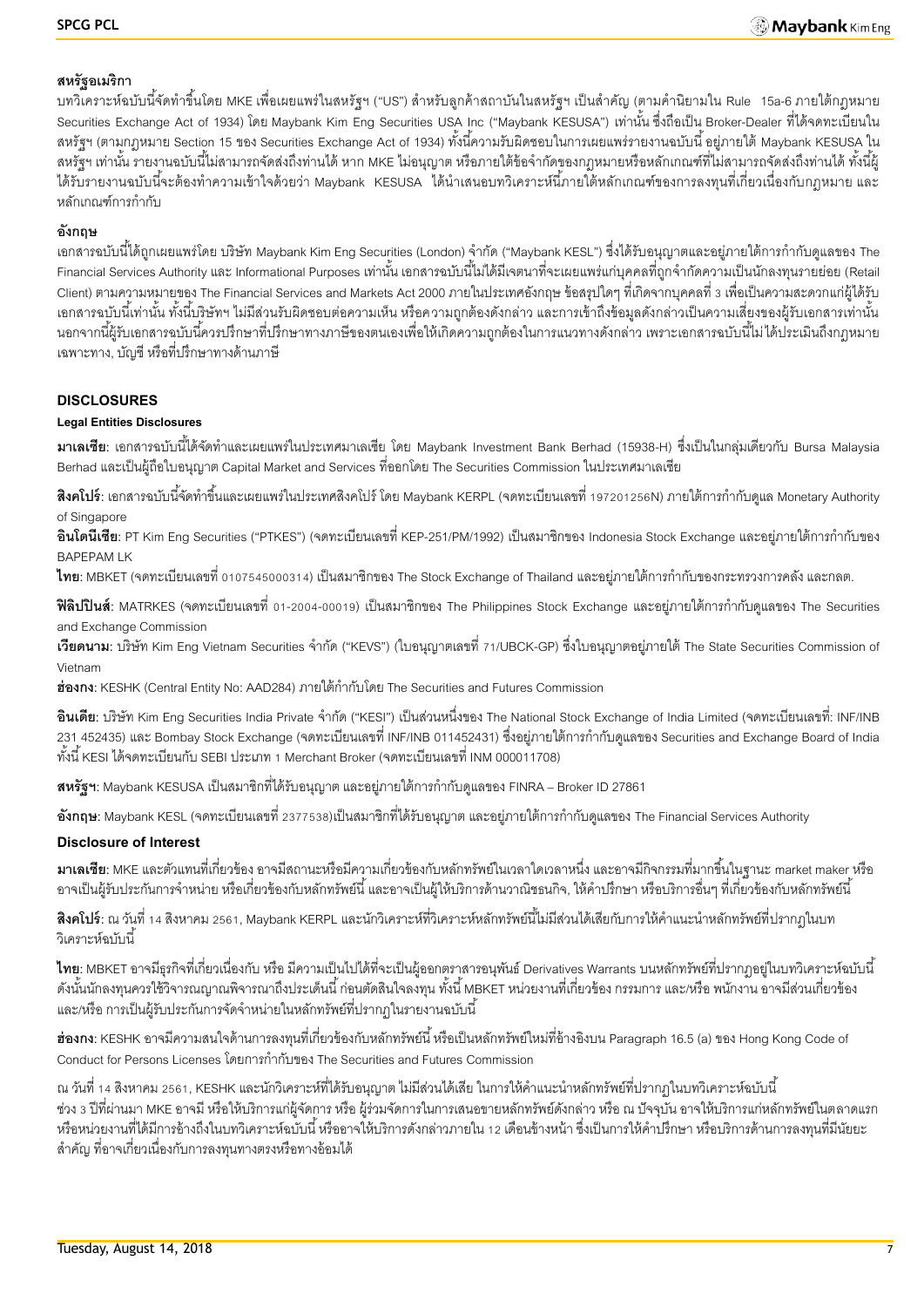**สหรัฐอเมริกา**

บทวิเคราะห์ฉบับนี้จัดทำขึ้นโดย MKE เพื่อเผยแพร่ในสหรัฐฯ ("US") สำหรับลูกค้าสถาบันในสหรัฐฯ เป็นสำคัญ (ตามคำนิยามใน Rule 15a-6 ภายใต้กฎหมาย Securities Exchange Act of 1934) โดย Maybank Kim Eng Securities USA Inc ("Maybank KESUSA") เท่านั้น ซึ่งถือเป็น Broker-Dealer ที่ได้จดทะเบียนในสหรัฐฯ (ตามกฎหมาย Section 15 ของ Securities Exchange Act of 1934) ทั้งนี้ความรับผิดชอบในการเผยแพร่รายงานฉบับนี้ อยู่ภายใต้ Maybank KESUSA ในสหรัฐฯ เท่านั้น รายงานฉบับนี้ไม่สามารถจัดส่งถึงท่านได้ หาก MKE ไม่อนุญาต หรือภายใต้ข้อจำกัดของกฎหมายหรือหลักเกณฑ์ที่ไม่สามารถจัดส่งถึงท่านได้ ทั้งนี้ผู้ได้รับรายงานฉบับนี้จะต้องทำความเข้าใจด้วยว่า Maybank KESUSA ได้นำเสนอบทวิเคราะห์นี้ภายใต้หลักเกณฑ์ของการลงทุนที่เกี่ยวเนื่องกับกฎหมาย และหลักเกณฑ์การกำกับ

**อังกฤษ**

เอกสารฉบับนี้ได้ถูกเผยแพร่โดย บริษัท Maybank Kim Eng Securities (London) จำกัด ("Maybank KESL") ซึ่งได้รับอนุญาตและอยู่ภายใต้การกำกับดูแลของ The Financial Services Authority และ Informational Purposes เท่านั้น เอกสารฉบับนี้ไม่ได้มีเจตนาที่จะเผยแพร่แก่บุคคลที่ถูกจำกัดความเป็นนักลงทุนรายย่อย (Retail Client) ตามความหมายของ The Financial Services and Markets Act 2000 ภายในประเทศอังกฤษ ข้อสรุปใดๆ ที่เกิดจากบุคคลที่ 3 เพื่อเป็นความสะดวกแก่ผู้ได้รับเอกสารฉบับนี้เท่านั้น ทั้งนี้บริษัทฯ ไม่มีส่วนรับผิดชอบต่อความเห็น หรือความถูกต้องดังกล่าว และการเข้าถึงข้อมูลดังกล่าวเป็นความเสี่ยงของผู้รับเอกสารเท่านั้น นอกจากนี้ผู้รับเอกสารฉบับนี้ควรปรึกษาที่ปรึกษาทางภาษีของตนเองเพื่อให้เกิดความถูกต้องในการแนวทางดังกล่าว เพราะเอกสารฉบับนี้ไม่ได้ประเมินถึงกฎหมายเฉพาะทาง, บัญชี หรือที่ปรึกษาทางด้านภาษี

## DISCLOSURES

### Legal Entities Disclosures

**มาเลเซีย**: เอกสารฉบับนี้ได้จัดทำและเผยแพร่ในประเทศมาเลเซีย โดย Maybank Investment Bank Berhad (15938-H) ซึ่งเป็นในกลุ่มเดียวกับ Bursa Malaysia Berhad และเป็นผู้ถือใบอนุญาต Capital Market and Services ที่ออกโดย The Securities Commission ในประเทศมาเลเซีย

**สิงคโปร์**: เอกสารฉบับนี้จัดทำขึ้นและเผยแพร่ในประเทศสิงคโปร์ โดย Maybank KERPL (จดทะเบียนเลขที่ 197201256N) ภายใต้การกำกับดูแล Monetary Authority of Singapore

**อินโดนีเซีย**: PT Kim Eng Securities ("PTKES") (จดทะเบียนเลขที่ KEP-251/PM/1992) เป็นสมาชิกของ Indonesia Stock Exchange และอยู่ภายใต้การกำกับของ BAPEPAM LK

**ไทย**: MBKET (จดทะเบียนเลขที่ 0107545000314) เป็นสมาชิกของ The Stock Exchange of Thailand และอยู่ภายใต้การกำกับของกระทรวงการคลัง และกลต.

**ฟิลิปปินส์**: MATRKES (จดทะเบียนเลขที่ 01-2004-00019) เป็นสมาชิกของ The Philippines Stock Exchange และอยู่ภายใต้การกำกับดูแลของ The Securities and Exchange Commission

**เวียดนาม**: บริษัท Kim Eng Vietnam Securities จำกัด ("KEVS") (ใบอนุญาตเลขที่ 71/UBCK-GP) ซึ่งใบอนุญาตอยู่ภายใต้ The State Securities Commission of Vietnam

**ฮ่องกง**: KESHK (Central Entity No: AAD284) ภายใต้กำกับโดย The Securities and Futures Commission

**อินเดีย**: บริษัท Kim Eng Securities India Private จำกัด ("KESI") เป็นส่วนหนึ่งของ The National Stock Exchange of India Limited (จดทะเบียนเลขที่: INF/INB 231 452435) และ Bombay Stock Exchange (จดทะเบียนเลขที่ INF/INB 011452431) ซึ่งอยู่ภายใต้การกำกับดูแลของ Securities and Exchange Board of India ทั้งนี้ KESI ได้จดทะเบียนกับ SEBI ประเภท 1 Merchant Broker (จดทะเบียนเลขที่ INM 000011708)

**สหรัฐฯ**: Maybank KESUSA เป็นสมาชิกที่ได้รับอนุญาต และอยู่ภายใต้การกำกับดูแลของ FINRA – Broker ID 27861

**อังกฤษ**: Maybank KESL (จดทะเบียนเลขที่ 2377538)เป็นสมาชิกที่ได้รับอนุญาต และอยู่ภายใต้การกำกับดูแลของ The Financial Services Authority

### Disclosure of Interest

**มาเลเซีย**: MKE และตัวแทนที่เกี่ยวข้อง อาจมีสถานะหรือมีความเกี่ยวข้องกับหลักทรัพย์ในเวลาใดเวลาหนึ่ง และอาจมีกิจกรรมที่มากขึ้นในฐานะ market maker หรืออาจเป็นผู้รับประกันการจำหน่าย หรือเกี่ยวข้องกับหลักทรัพย์นี้ และอาจเป็นผู้ให้บริการด้านวาณิชธนกิจ, ให้คำปรึกษา หรือบริการอื่นๆ ที่เกี่ยวข้องกับหลักทรัพย์นี้

**สิงคโปร์**: ณ วันที่ 14 สิงหาคม 2561, Maybank KERPL และนักวิเคราะห์ที่วิเคราะห์หลักทรัพย์นี้ไม่มีส่วนได้เสียกับการให้คำแนะนำหลักทรัพย์ที่ปรากฏในบทวิเคราะห์ฉบับนี้

**ไทย**: MBKET อาจมีธุรกิจที่เกี่ยวเนื่องกับ หรือ มีความเป็นไปได้ที่จะเป็นผู้ออกตราสารอนุพันธ์ Derivatives Warrants บนหลักทรัพย์ที่ปรากฏอยู่ในบทวิเคราะห์ฉบับนี้ ดังนั้นนักลงทุนควรใช้วิจารณญาณพิจารณาถึงประเด็นนี้ ก่อนตัดสินใจลงทุน ทั้งนี้ MBKET หน่วยงานที่เกี่ยวข้อง กรรมการ และ/หรือ พนักงาน อาจมีส่วนเกี่ยวข้อง และ/หรือ การเป็นผู้รับประกันการจัดจำหน่ายในหลักทรัพย์ที่ปรากฏในรายงานฉบับนี้

**ฮ่องกง**: KESHK อาจมีความสนใจด้านการลงทุนที่เกี่ยวข้องกับหลักทรัพย์นี้ หรือเป็นหลักทรัพย์ใหม่ที่อ้างอิงบน Paragraph 16.5 (a) ของ Hong Kong Code of Conduct for Persons Licenses โดยการกำกับของ The Securities and Futures Commission

ณ วันที่ 14 สิงหาคม 2561, KESHK และนักวิเคราะห์ที่ได้รับอนุญาต ไม่มีส่วนได้เสีย ในการให้คำแนะนำหลักทรัพย์ที่ปรากฏในบทวิเคราะห์ฉบับนี้

ช่วง 3 ปีที่ผ่านมา MKE อาจมี หรือให้บริการแก่ผู้จัดการ หรือ ผู้ร่วมจัดการในการเสนอขายหลักทรัพย์ดังกล่าว หรือ ณ ปัจจุบัน อาจให้บริการแก่หลักทรัพย์ในตลาดแรก หรือหน่วยงานที่ได้มีการอ้างถึงในบทวิเคราะห์ฉบับนี้ หรืออาจให้บริการดังกล่าวภายใน 12 เดือนข้างหน้า ซึ่งเป็นการให้คำปรึกษา หรือบริการด้านการลงทุนที่มีนัยยะสำคัญ ที่อาจเกี่ยวเนื่องกับการลงทุนทางตรงหรือทางอ้อมได้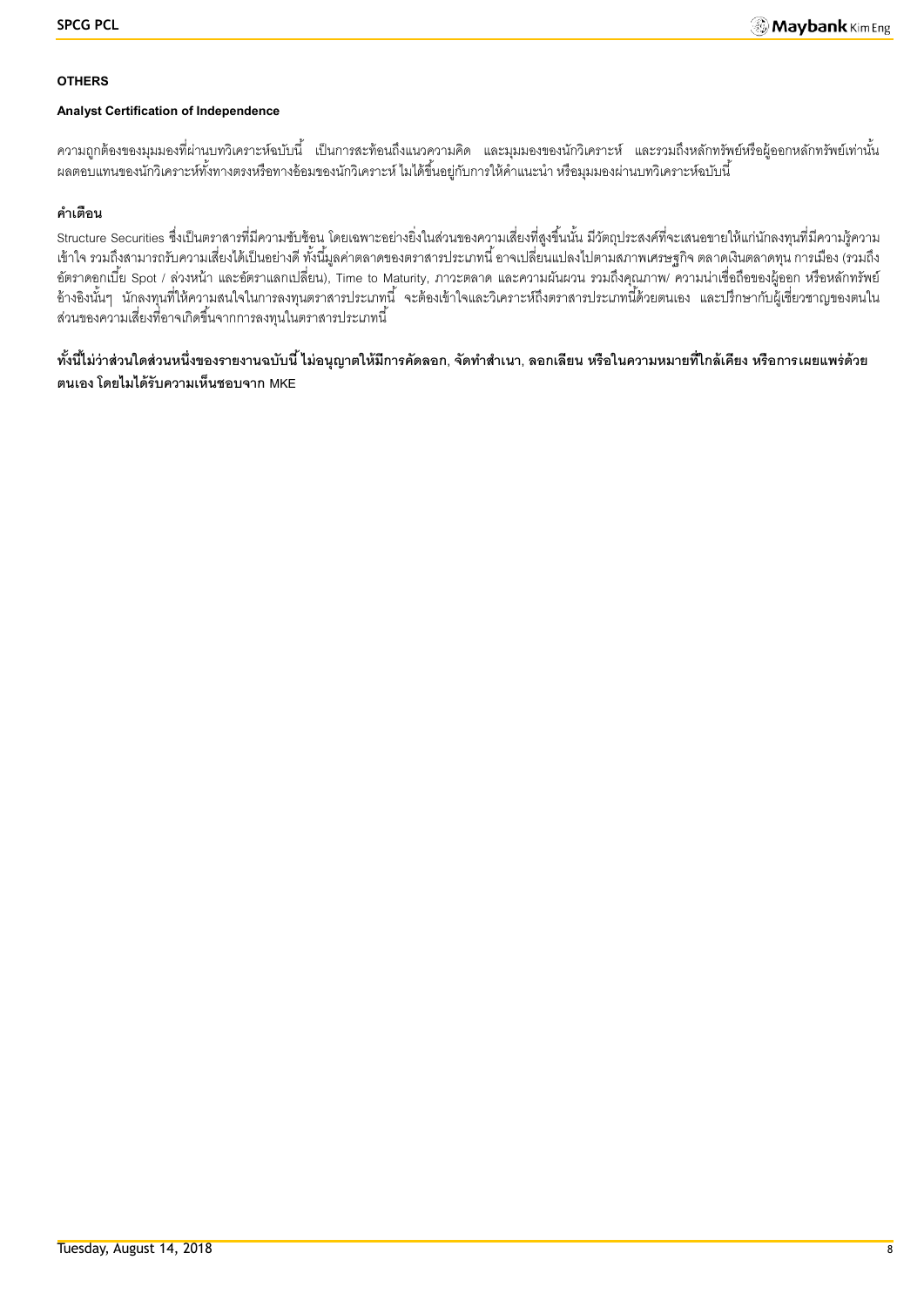**OTHERS**

**Analyst Certification of Independence**

ความถูกต้องของมุมมองที่ผ่านบทวิเคราะห์ฉบับนี้ เป็นการสะท้อนถึงแนวความคิด และมุมมองของนักวิเคราะห์ และรวมถึงหลักทรัพย์หรือผู้ออกหลักทรัพย์เท่านั้น ผลตอบแทนของนักวิเคราะห์ทั้งทางตรงหรือทางอ้อมของนักวิเคราะห์ ไม่ได้ขึ้นอยู่กับการให้คำแนะนำ หรือมุมมองผ่านบทวิเคราะห์ฉบับนี้

**คำเตือน**

Structure Securities ซึ่งเป็นตราสารที่มีความซับซ้อน โดยเฉพาะอย่างยิ่งในส่วนของความเสี่ยงที่สูงขึ้นนั้น มีวัตถุประสงค์ที่จะเสนอขายให้แก่นักลงทุนที่มีความรู้ความเข้าใจ รวมถึงสามารถรับความเสี่ยงได้เป็นอย่างดี ทั้งนี้มูลค่าตลาดของตราสารประเภทนี้ อาจเปลี่ยนแปลงไปตามสภาพเศรษฐกิจ ตลาดเงินตลาดทุน การเมือง (รวมถึงอัตราดอกเบี้ย Spot / ล่วงหน้า และอัตราแลกเปลี่ยน), Time to Maturity, ภาวะตลาด และความผันผวน รวมถึงคุณภาพ/ ความน่าเชื่อถือของผู้ออก หรือหลักทรัพย์อ้างอิงนั้นๆ นักลงทุนที่ให้ความสนใจในการลงทุนตราสารประเภทนี้ จะต้องเข้าใจและวิเคราะห์ถึงตราสารประเภทนี้ด้วยตนเอง และปรึกษากับผู้เชี่ยวชาญของตนในส่วนของความเสี่ยงที่อาจเกิดขึ้นจากการลงทุนในตราสารประเภทนี้

**ทั้งนี้ไม่ว่าส่วนใดส่วนหนึ่งของรายงานฉบับนี้ ไม่อนุญาตให้มีการคัดลอก, จัดทำสำเนา, ลอกเลียน หรือในความหมายที่ใกล้เคียง หรือการเผยแพร่ด้วยตนเอง โดยไม่ได้รับความเห็นชอบจาก MKE**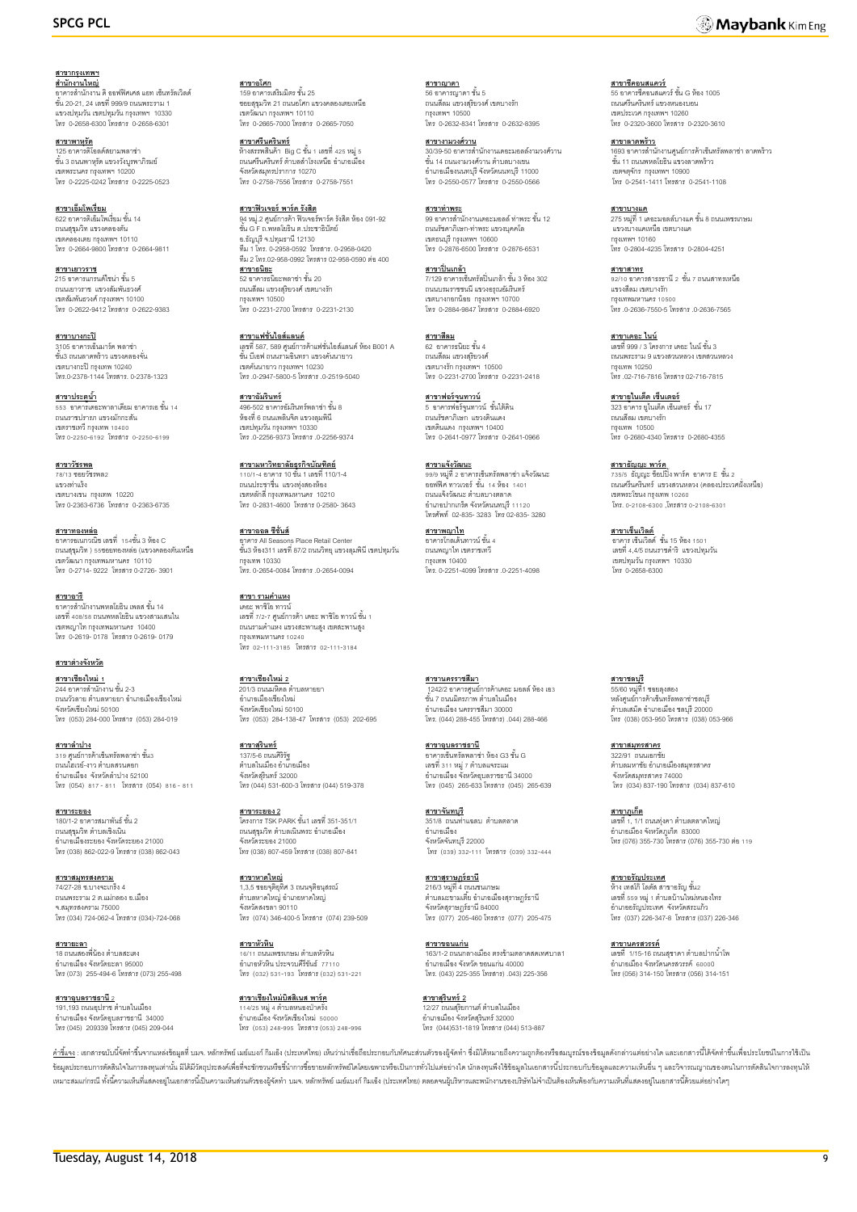## สาขากรุงเทพฯ

**สำนักงานใหญ่**
อาคารสำนักงาน ดิ ออฟฟิศเศส แอท เซ็นทรัลเวิลด์ ชั้น 20-21, 24 เลขที่ 999/9 ถนนพระราม 1 แขวงปทุมวัน เขตปทุมวัน กรุงเทพฯ 10330
โทร 0-2658-6300 โทรสาร 0-2658-6301

**สาขาพาหุรัด**
125 อาคารดิโอลด์สยามพลาซ่า ชั้น 3 ถนนพาหุรัด แขวงวังบูรพาภิรมย์ เขตพระนคร กรุงเทพฯ 10200
โทร 0-2225-0242 โทรสาร 0-2225-0523

**สาขาเอ็มโพเรียม**
622 อาคารดิเอ็มโพเรียม ชั้น 14 ถนนสุขุมวิท แขวงคลองตัน เขตคลองเตย กรุงเทพฯ 10110
โทร 0-2664-9800 โทรสาร 0-2664-9811

**สาขาเยาวราช**
215 อาคารแกรนด์ไชน่า ชั้น 5 ถนนเยาวราช แขวงสัมพันธวงศ์ เขตสัมพันธวงศ์ กรุงเทพฯ 10100
โทร 0-2622-9412 โทรสาร 0-2622-9383

**สาขาบางกะปิ**
3105 อาคารเดิมการ์ด พลาซ่า ชั้น3 ถนนลาดพร้าว แขวงคลองจั่น เขตบางกะปิ กรุงเทพ 10240
โทร.0-2378-1144 โทรสาร. 0-2378-1323

**สาขาประตูน้ำ**
553 อาคารเดอะพาลาเดียม อาคารเอ ชั้น 14 ถนนราชปรารภ แขวงมักกะสัน เขตราชเทวี กรุงเทพ 10400
โทร 0-2250-6192 โทรสาร 0-2250-6199

**สาขาวัชรพล**
78/13 ซอยวัชรพล2 แขวงท่าแร้ง เขตบางเขน กรุงเทพ 10220
โทร 0-2363-6736 โทรสาร 0-2363-6735

**สาขาทองหล่อ**
อาคารธนภาวนิช เลขที่ 154ชั้น 3 ห้อง C ถนนสุขุมวิท ( 55ซอยทองหล่อ (แขวงคลองตันเหนือ เขตวัฒนา กรุงเทพมหานคร 10110
โทร 0-2714- 9222 โทรสาร 0-2726- 3901

**สาขาอารี**
อาคารสำนักงานพหลโยธิน เพลส ชั้น 14 เลขที่ 408/58 ถนนพหลโยธิน แขวงสามเสนใน เขตพญาไท กรุงเทพมหานคร 10400
โทร 0-2619- 0178 โทรสาร 0-2619- 0179

**สาขาอโศก**
159 อาคารเสริมมิตร ชั้น 25 ซอยสุขุมวิท 21 ถนนอโศก แขวงคลองเตยเหนือ เขตวัฒนา กรุงเทพฯ 10110
โทร 0-2665-7000 โทรสาร 0-2665-7050

**สาขาศรีนครินทร์**
ห้างสรรพสินค้า Big C ชั้น 1 เลขที่ 425 หมู่ 5 ถนนศรีนครินทร์ ตำบลสำโรงเหนือ อำเภอเมือง จังหวัดสมุทรปราการ 10270
โทร 0-2758-7556 โทรสาร 0-2758-7551

**สาขาฟิวเจอร์ พาร์ค รังสิต**
94 หมู่.2 ศูนย์การค้า ฟิวเจอร์พาร์ค รังสิต ห้อง 091-92 ชั้น G F ถ.พหลโยธิน ต.ประชาธิปัตย์ อ.ธัญบุรี จ.ปทุมธานี 12130
ทีม 1 โทร. 0-2958-0592 โทรสาร. 0-2958-0420
ทีม 2 โทร.02-958-0992 โทรสาร 02-958-0590 ต่อ 400

**สาขาสีลม**
52 อาคารธนิยะพลาซ่า ชั้น 20 ถนนสีลม แขวงสุริยวงศ์ เขตบางรัก กรุงเทพฯ 10500
โทร 0-2231-2700 โทรสาร 0-2231-2130

**สาขาแฟชั่นไอส์แลนด์**
เลขที่ 587, 589 ศูนย์การค้าแฟชั่นไอส์แลนด์ ห้อง B001 A ชั้น บีเอฟ ถนนรามอินทรา แขวงคันนายาว เขตคันนายาว กรุงเทพฯ 10230
โทร .0-2947-5800-5 โทรสาร .0-2519-5040

**สาขาอัมรินทร์**
496-502 อาคารอัมรินทร์พลาซ่า ชั้น 8 ห้องที่ 6 ถนนเพลินจิต แขวงลุมพินี เขตปทุมวัน กรุงเทพฯ 10330
โทร .0-2256-9373 โทรสาร .0-2256-9374

**สาขามหาวิทยาลัยธุรกิจบัณฑิตย์**
110/1-4 อาคาร 10 ชั้น 1 เลขที่ 110/1-4 ถนนประชาชื่น แขวงทุ่งสองห้อง เขตหลักสี่ กรุงเทพมหานคร 10210
โทร 0-2831-4600 โทรสาร 0-2580- 3643

**สาขาออล ซีซั่นส์**
อาคาร All Seasons Place Retail Center ชั้น3 ห้อง311 เลขที่ 87/2 ถนนวิทยุ แขวงลุมพินี เขตปทุมวัน กรุงเทพ 10330
โทร 0-2654-0084 โทรสาร .0-2654-0094

**สาขา รามคำแหง**
เดอะ พาซิโอ ทาวน์ เลขที่ 7/2-7 ศูนย์การค้า เดอะ พาซิโอ ทาวน์ ชั้น 1 ถนนรามคำแหง แขวงสะพานสูง เขตสะพานสูง กรุงเทพมหานคร 10240
โทร 02-111-3185 โทรสาร 02-111-3184

**สาขาญาดา**
56 อาคารญาดา ชั้น 5 ถนนสีลม แขวงสุริยวงศ์ เขตบางรัก กรุงเทพฯ 10500
โทร 0-2632-8341 โทรสาร 0-2632-8395

**สาขางามวงศ์วาน**
30/39-50 อาคารสำนักงานเดอะมอลล์งามวงศ์วาน ชั้น 14 ถนนงามวงศ์วาน ตำบลบางเขน อำเภอเมืองนนทบุรี จังหวัดนนทบุรี 11000
โทร 0-2550-0577 โทรสาร 0-2550-0566

**สาขาท่าพระ**
99 อาคารสำนักงานเดอะมอลล์ ท่าพระ ชั้น 12 ถนนรัชดาภิเษก-ท่าพระ แขวงบุคคโล เขตธนบุรี กรุงเทพฯ 10600
โทร 0-2876-6500 โทรสาร 0-2876-6531

**สาขาปิ่นเกล้า**
7/129 อาคารเซ็นทรัลปิ่นเกล้า ชั้น 3 ห้อง 302 ถนนบรมราชชนนี แขวงอรุณอัมรินทร์ เขตบางกอกน้อย กรุงเทพฯ 10700
โทร 0-2884-9847 โทรสาร 0-2884-6920

**สาขาสีลม**
62 อาคารธนิยะ ชั้น 4 ถนนสีลม แขวงสุริยวงศ์ เขตบางรัก กรุงเทพฯ 10500
โทร 0-2231-2700 โทรสาร 0-2231-2418

**สาขาฟอร์จูนทาวน์**
5 อาคารฟอร์จูนทาวน์ ชั้นใต้ดิน ถนนรัชดาภิเษก แขวงดินแดง เขตดินแดง กรุงเทพฯ 10400
โทร 0-2641-0977 โทรสาร 0-2641-0966

**สาขาแจ้งวัฒนะ**
99/9 หมู่ที่ 2 อาคารเซ็นทรัลพลาซ่า แจ้งวัฒนะ ออฟฟิศ ทาวเวอร์ ชั้น 14 ห้อง 1401 ถนนแจ้งวัฒนะ ตำบลบางตลาด อำเภอปากเกร็ด จังหวัดนนทบุรี 11120
โทรศัพท์ 02-835- 3283 โทร 02-835- 3280

**สาขาพญาไท**
อาคารโกลเด้นทาวน์ ชั้น 4 ถนนพญาไท เขตราชเทวี กรุงเทพ 10400
โทร 0-2251-4099 โทรสาร .0-2251-4098

**สาขาซีคอนสแควร์**
55 อาคารซีคอนสแควร์ ชั้น G ห้อง 1005 ถนนศรีนครินทร์ แขวงหนองบอน เขตประเวศ กรุงเทพฯ 10260
โทร 0-2320-3600 โทรสาร 0-2320-3610

**สาขาลาดพร้าว**
1693 อาคารสำนักงานศูนย์การค้าเซ็นทรัลพลาซ่า ลาดพร้าว ชั้น 11 ถนนพหลโยธิน แขวงลาดยาว เขตจตุจักร กรุงเทพ 10900
โทร 0-2541-1411 โทรสาร 0-2541-1108

**สาขาบางแค**
275 หมู่ที่ 1 เดอะมอลล์บางแค ชั้น 8 ถนนเพชรเกษม แขวงบางแคเหนือ เขตบางแค กรุงเทพ 10160
โทร 0-2804-4235 โทรสาร 0-2804-4251

**สาขาสาทร**
92/10 อาคารสาธรธานี 2 ชั้น 7 ถนนสาทรเหนือ แขวงสีลม เขตบางรัก กรุงเทพมหานคร 10500
โทร .0-2636-7550-5 โทรสาร .0-2636-7565

**สาขาเดอะ ไนน์**
เลขที่ 999 / 3 โครงการ เดอะ ไนน์ ชั้น 3 ถนนพระราม 9 แขวงสวนหลวง เขตสวนหลวง กรุงเทพ 10250
โทร .02-716-7816 โทรสาร 02-716-7815

**สาขายูไนเต็ด เซ็นเตอร์**
323 อาคาร ยูไนเต็ด เซ็นเตอร์ ชั้น 17 ถนนสีลม เขตบางรัก กรุงเทพ 10500
โทร 0-2680-4340 โทรสาร 0-2680-4355

**สาขาธัญญะ พาร์ค**
735/5 ธัญญะ ช้อปปิ้ง พาร์ค อาคาร E ชั้น 2 ถนนศรีนครินทร์ แขวงสวนหลวง (คลองประเวศฝั่งเหนือ) เขตพระโขนง กรุงเทพ 10260
โทร. 0-2108-6300 ,โทรสาร 0-2108-6301

**สาขาเซ็นเวิลด์**
อาคาร เซ็นเวิลด์ ชั้น 15 ห้อง 1501 เลขที่ 4,4/5 ถนนราชดำริ แขวงปทุมวัน เขตปทุมวัน กรุงเทพฯ 10330
โทร 0-2658-6300

## สาขาต่างจังหวัด

**สาขาเชียงใหม่ 1**
244 อาคารสำนักงาน ชั้น 2-3 ถนนวัวลาย ตำบลหายยา อำเภอเมืองเชียงใหม่ จังหวัดเชียงใหม่ 50100
โทร (053) 284-000 โทรสาร (053) 284-019

**สาขาลำปาง**
319 ศูนย์การค้าเซ็นทรัลพลาซ่า ชั้น3 ถนนไฮเวย์-งาว ตำบลสวนดอก อำเภอเมือง จังหวัดลำปาง 52100
โทร (054) 817 - 811 โทรสาร (054) 816 - 811

**สาขาระยอง**
180/1-2 อาคารสมาพันธ์ ชั้น 2 ถนนสุขุมวิท ตำบลเชิงเนิน อำเภอเมืองระยอง จังหวัดระยอง 21000
โทร (038) 862-022-9 โทรสาร (038) 862-043

**สาขาสมุทรสงคราม**
74/27-28 ซ.บางจะเกร็ง 4 ถนนพระราม 2 ต.แม่กลอง อ.เมือง จ.สมุทรสงคราม 75000
โทร (034) 724-062-4 โทรสาร (034)-724-068

**สาขายะลา**
18 ถนนสองพี่น้อง ตำบลสะเตง อำเภอเมือง จังหวัดยะลา 95000
โทร (073) 255-494-6 โทรสาร (073) 255-498

**สาขาอุบลราชธานี 2**
191,193 ถนนอุปราช ตำบลในเมือง อำเภอเมือง จังหวัดอุบลราชธานี 34000
โทร (045) 209339 โทรสาร (045) 209-044

**สาขาเชียงใหม่ 2**
201/3 ถนนมหิดล ตำบลหายยา อำเภอเมืองเชียงใหม่ จังหวัดเชียงใหม่ 50100
โทร (053) 284-138-47 โทรสาร (053) 202-695

**สาขาสุรินทร์**
137/5-6 ถนนศิริรัฐ ตำบลในเมือง อำเภอเมือง จังหวัดสุรินทร์ 32000
โทร (044) 531-600-3 โทรสาร (044) 519-378

**สาขาระยอง 2**
โครงการ TSK PARK ชั้น1 เลขที่ 351-351/1 ถนนสุขุมวิท ตำบลเนินพระ อำเภอเมือง จังหวัดระยอง 21000
โทร (038) 807-459 โทรสาร (038) 807-841

**สาขาหาดใหญ่**
1,3,5 ซอยจุติอุทิศ 3 ถนนจุติอนุสรณ์ ตำบลหาดใหญ่ อำเภอหาดใหญ่ จังหวัดสงขลา 90110
โทร (074) 346-400-5 โทรสาร (074) 239-509

**สาขาหัวหิน**
16/11 ถนนเพชรเกษม ตำบลหัวหิน อำเภอหัวหิน ประจวบคีรีขันธ์ 77110
โทร (032) 531-193 โทรสาร (032) 531-221

**สาขาเชียงใหม่มีสติเนต พาร์ค**
114/25 หมู่ 4 ตำบลหนองป่าครั่ง อำเภอเมือง จังหวัดเชียงใหม่ 50000
โทร (053) 248-995 โทรสาร (053) 248-996

**สาขานครราชสีมา**
1242/2 อาคารศูนย์การค้าเดอะ มอลล์ ห้อง เอ3 ชั้น 7 ถนนมิตรภาพ ตำบลในเมือง อำเภอเมือง นครราชสีมา 30000
โทร. (044) 288-455 โทรสาร) .044) 288-466

**สาขาอุบลราชธานี**
อาคารเซ็นทรัลพลาซ่า ห้อง G3 ชั้น G เลขที่ 311 หมู่ 7 ตำบลแจระแม อำเภอเมือง จังหวัดอุบลราชธานี 34000
โทร (045) 265-633 โทรสาร (045) 265-639

**สาขาจันทบุรี**
351/8 ถนนท่าแฉลบ ตำบลตลาด อำเภอเมือง จังหวัดจันทบุรี 22000
โทร (039) 332-111 โทรสาร (039) 332-444

**สาขาสุราษฎร์ธานี**
216/3 หมู่ที่ 4 ถนนเพชรเกษม ตำบลมะขามเตี้ย อำเภอเมืองสุราษฎร์ธานี จังหวัดสุราษฎร์ธานี 84000
โทร (077) 205-460 โทรสาร (077) 205-475

**สาขาขอนแก่น**
163/1-2 ถนนกลางเมือง ตรงข้ามตลาดสดเทศบาล1 อำเภอเมือง จังหวัด ขอนแก่น 40000
โทร (043) 225-355 โทรสาร) .043) 225-356

**สาขาสุรินทร์ 2**
12/27 ถนนสุริยกานต์ ตำบลในเมือง อำเภอเมือง จังหวัดสุรินทร์ 32000
โทร (044)531-1819 โทรสาร (044) 513-887

**สาขาชลบุรี**
55/60 หมู่ที่1 ซอยสุขสอง หลังศูนย์การค้าเซ็นทรัลพลาซ่าชลบุรี ตำบลเสม็ด อำเภอเมือง ชลบุรี 20000
โทร (038) 053-950 โทรสาร (038) 053-966

**สาขาสมุทรสาคร**
322/91 ถนนเอกชัย ตำบลมหาชัย อำเภอเมืองสมุทรสาคร จังหวัดสมุทรสาคร 74000
โทร (034) 837-190 โทรสาร (034) 837-610

**สาขาภูเก็ต**
เลขที่ 1, 1/1 ถนนทุ่งคา ตำบลตลาดใหญ่ อำเภอเมือง จังหวัดภูเก็ต 83000
โทร (076) 355-730 โทรสาร (076) 355-730 ต่อ 119

**สาขาอรัญประเทศ**
ห้าง เทสโก้ โลตัส สาขาอรัญ ชั้น2 เลขที่ 559 หมู่ 1 ตำบลบ้านใหม่หนองไทร อำเภออรัญประเทศ จังหวัดสระแก้ว
โทร (037) 226-347-8 โทรสาร (037) 226-346

**สาขานครสวรรค์**
เลขที่ 1/15-16 ถนนสุชาดา ตำบลปากน้ำโพ อำเภอเมือง จังหวัดนครสวรรค์ 60000
โทร (056) 314-150 โทรสาร (056) 314-151

คำชี้แจง : เอกสารฉบับนี้จัดทำขึ้นจากแหล่งข้อมูลที่ บมจ. หลักทรัพย์ เมย์แบงก์ กิมเอ็ง (ประเทศไทย) เห็นว่าน่าเชื่อถือประกอบกับทัศนะส่วนตัวของผู้จัดทำ ซึ่งมิได้หมายถึงความถูกต้องหรือสมบูรณ์ของข้อมูลดังกล่าวแต่อย่างใด และเอกสารนี้ได้จัดทำขึ้นเพื่อประโยชน์ในการใช้เป็นข้อมูลประกอบการตัดสินใจในการลงทุนเท่านั้น มิได้มีวัตถุประสงค์เพื่อที่จะชักชวนหรือชี้นำการซื้อขายหลักทรัพย์ใดโดยเฉพาะหรือเป็นการทั่วไปแต่อย่างใด นักลงทุนพึงใช้ข้อมูลในเอกสารนี้ประกอบกับข้อมูลและความเห็นอื่น ๆ และวิจารณญาณของตนในการตัดสินใจการลงทุนให้เหมาะสมแก่กรณี ทั้งนี้ความเห็นที่แสดงอยู่ในเอกสารนี้เป็นความเห็นส่วนตัวของผู้จัดทำ บมจ. หลักทรัพย์ เมย์แบงก์ กิมเอ็ง (ประเทศไทย) ตลอดจนผู้บริหารและพนักงานของบริษัทไม่จำเป็นต้องเห็นพ้องกับความเห็นที่แสดงอยู่ในเอกสารนี้ด้วยแต่อย่างใด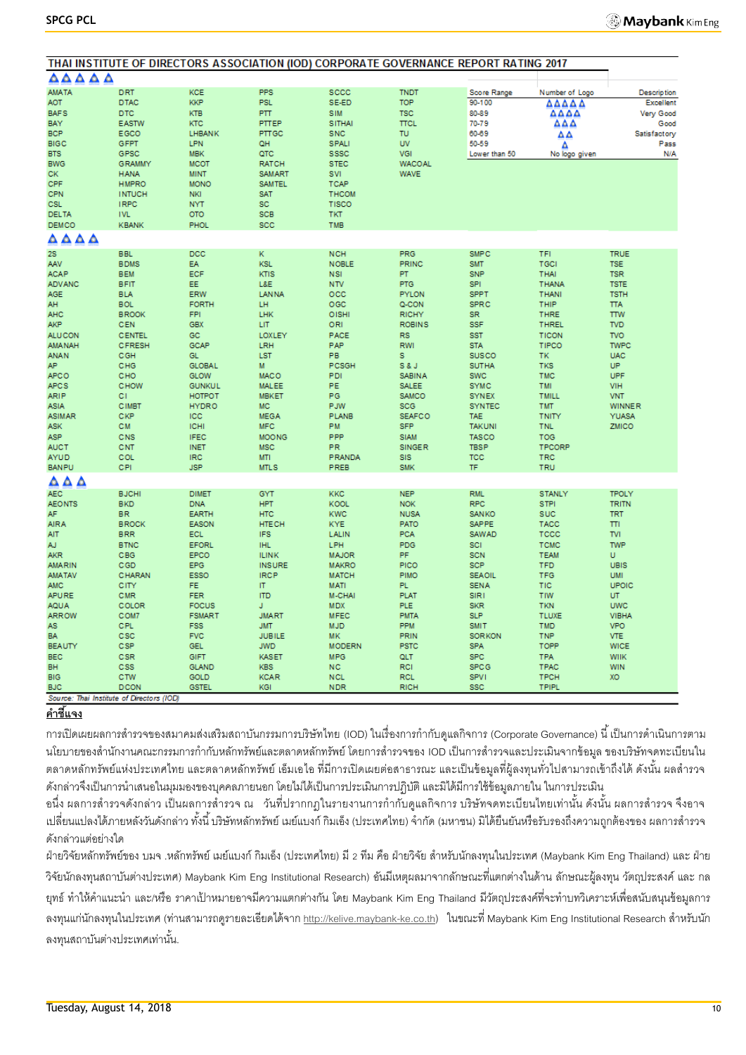## THAI INSTITUTE OF DIRECTORS ASSOCIATION (IOD) CORPORATE GOVERNANCE REPORT RATING 2017

**△△△△△**

| | | | | | |
|---|---|---|---|---|---|
| AMATA | DRT | KCE | PPS | SCCC | TNDT |
| AOT | DTAC | KKP | PSL | SE-ED | TOP |
| BAFS | DTC | KTB | PTT | SIM | TSC |
| BAY | EASTW | KTC | PTTEP | SITHAI | TTCL |
| BCP | EGCO | LHBANK | PTTGC | SNC | TU |
| BIGC | GFPT | LPN | QH | SPALI | UV |
| BTS | GPSC | MBK | QTC | SSSC | VGI |
| BWG | GRAMMY | MCOT | RATCH | STEC | WACOAL |
| CK | HANA | MINT | SAMART | SVI | WAVE |
| CPF | HMPRO | MONO | SAMTEL | TCAP | |
| CPN | INTUCH | NKI | SAT | THCOM | |
| CSL | IRPC | NYT | SC | TISCO | |
| DELTA | IVL | OTO | SCB | TKT | |
| DEMCO | KBANK | PHOL | SCC | TMB | |

| Score Range | Number of Logo | Description |
|---|---|---|
| 90-100 | △△△△△ | Excellent |
| 80-89 | △△△△ | Very Good |
| 70-79 | △△△ | Good |
| 60-69 | △△ | Satisfactory |
| 50-59 | △ | Pass |
| Lower than 50 | No logo given | N/A |

**△△△△**

| | | | | | | | | |
|---|---|---|---|---|---|---|---|---|
| 2S | BBL | DCC | K | NCH | PRG | SMPC | TFI | TRUE |
| AAV | BDMS | EA | KSL | NOBLE | PRINC | SMT | TGCI | TSE |
| ACAP | BEM | ECF | KTIS | NSI | PT | SNP | THAI | TSR |
| ADVANC | BFIT | EE | L&E | NTV | PTG | SPI | THANA | TSTE |
| AGE | BLA | ERW | LANNA | OCC | PYLON | SPPT | THANI | TSTH |
| AH | BOL | FORTH | LH | OGC | Q-CON | SPRC | THIP | TTA |
| AHC | BROOK | FPI | LHK | OISHI | RICHY | SR | THRE | TTW |
| AKP | CEN | GBX | LIT | ORI | ROBINS | SSF | THREL | TVD |
| ALUCON | CENTEL | GC | LOXLEY | PACE | RS | SST | TICON | TVO |
| AMANAH | CFRESH | GCAP | LRH | PAP | RWI | STA | TIPCO | TWPC |
| ANAN | CGH | GL | LST | PB | S | SUSCO | TK | UAC |
| AP | CHG | GLOBAL | M | PCSGH | S & J | SUTHA | TKS | UP |
| APCO | CHO | GLOW | MACO | PDI | SABINA | SWC | TMC | UPF |
| APCS | CHOW | GUNKUL | MALEE | PE | SALEE | SYMC | TMI | VIH |
| ARIP | CI | HOTPOT | MBKET | PG | SAMCO | SYNEX | TMILL | VNT |
| ASIA | CIMBT | HYDRO | MC | PJW | SCG | SYNTEC | TMT | WINNER |
| ASIMAR | CKP | ICC | MEGA | PLANB | SEAFCO | TAE | TNITY | YUASA |
| ASK | CM | ICHI | MFC | PM | SFP | TAKUNI | TNL | ZMICO |
| ASP | CNS | IFEC | MOONG | PPP | SIAM | TASCO | TOG | |
| AUCT | CNT | INET | MSC | PR | SINGER | TBSP | TPCORP | |
| AYUD | COL | IRC | MTI | PRANDA | SIS | TCC | TRC | |
| BANPU | CPI | JSP | MTLS | PREB | SMK | TF | TRU | |

**△△△**

| | | | | | | | | |
|---|---|---|---|---|---|---|---|---|
| AEC | BJCHI | DIMET | GYT | KKC | NEP | RML | STANLY | TPOLY |
| AEONTS | BKD | DNA | HPT | KOOL | NOK | RPC | STPI | TRITN |
| AF | BR | EARTH | HTC | KWC | NUSA | SANKO | SUC | TRT |
| AIRA | BROCK | EASON | HTECH | KYE | PATO | SAPPE | TACC | TTI |
| AIT | BRR | ECL | IFS | LALIN | PCA | SAWAD | TCCC | TVI |
| AJ | BTNC | EFORL | IHL | LPH | PDG | SCI | TCMC | TWP |
| AKR | CBG | EPCO | ILINK | MAJOR | PF | SCN | TEAM | U |
| AMARIN | CGD | EPG | INSURE | MAKRO | PICO | SCP | TFD | UBIS |
| AMATAV | CHARAN | ESSO | IRCP | MATCH | PIMO | SEAOIL | TFG | UMI |
| AMC | CITY | FE | IT | MATI | PL | SENA | TIC | UPOIC |
| APURE | CMR | FER | ITD | M-CHAI | PLAT | SIRI | TIW | UT |
| AQUA | COLOR | FOCUS | J | MDX | PLE | SKR | TKN | UWC |
| ARROW | COM7 | FSMART | JMART | MFEC | PMTA | SLP | TLUXE | VIBHA |
| AS | CPL | FSS | JMT | MJD | PPM | SMIT | TMD | VPO |
| BA | CSC | FVC | JUBILE | MK | PRIN | SORKON | TNP | VTE |
| BEAUTY | CSP | GEL | JWD | MODERN | PSTC | SPA | TOPP | WICE |
| BEC | CSR | GIFT | KASET | MPG | QLT | SPC | TPA | WIIK |
| BH | CSS | GLAND | KBS | NC | RCI | SPCG | TPAC | WIN |
| BIG | CTW | GOLD | KCAR | NCL | RCL | SPVI | TPCH | XO |
| BJC | DCON | GSTEL | KGI | NDR | RICH | SSC | TPIPL | |

*Source: Thai Institute of Directors (IOD)*

**คำชี้แจง**

การเปิดเผยผลการสำรวจของสมาคมส่งเสริมสถาบันกรรมการบริษัทไทย (IOD) ในเรื่องการกำกับดูแลกิจการ (Corporate Governance) นี้ เป็นการดำเนินการตามนโยบายของสำนักงานคณะกรรมการกำกับหลักทรัพย์และตลาดหลักทรัพย์ โดยการสำรวจของ IOD เป็นการสำรวจและประเมินจากข้อมูล ของบริษัทจดทะเบียนในตลาดหลักทรัพย์แห่งประเทศไทย และตลาดหลักทรัพย์ เอ็มเอไอ ที่มีการเปิดเผยต่อสาธารณะ และเป็นข้อมูลที่ผู้ลงทุนทั่วไปสามารถเข้าถึงได้ ดังนั้น ผลสำรวจดังกล่าวจึงเป็นการนำเสนอในมุมมองของบุคคลภายนอก โดยไม่ได้เป็นการประเมินการปฏิบัติ และมิได้มีการใช้ข้อมูลภายใน ในการประเมิน

อนึ่ง ผลการสำรวจดังกล่าว เป็นผลการสำรวจ ณ วันที่ปรากฏในรายงานการกำกับดูแลกิจการ บริษัทจดทะเบียนไทยเท่านั้น ดังนั้น ผลการสำรวจ จึงอาจเปลี่ยนแปลงได้ภายหลังวันดังกล่าว ทั้งนี้ บริษัทหลักทรัพย์ เมย์แบงก์ กิมเอ็ง (ประเทศไทย) จำกัด (มหาชน) มิได้ยืนยันหรือรับรองถึงความถูกต้องของ ผลการสำรวจดังกล่าวแต่อย่างใด

ฝ่ายวิจัยหลักทรัพย์ของ บมจ .หลักทรัพย์ เมย์แบงก์ กิมเอ็ง (ประเทศไทย) มี 2 ทีม คือ ฝ่ายวิจัย สำหรับนักลงทุนในประเทศ (Maybank Kim Eng Thailand) และ ฝ่ายวิจัยนักลงทุนสถาบันต่างประเทศ) Maybank Kim Eng Institutional Research) อันมีเหตุผลมาจากลักษณะที่แตกต่างในด้าน ลักษณะผู้ลงทุน วัตถุประสงค์ และ กลยุทธ์ ทำให้คำแนะนำ และ/หรือ ราคาเป้าหมายอาจมีความแตกต่างกัน โดย Maybank Kim Eng Thailand มีวัตถุประสงค์ที่จะทำบทวิเคราะห์เพื่อสนับสนุนข้อมูลการลงทุนแก่นักลงทุนในประเทศ (ท่านสามารถดูรายละเอียดได้จาก http://kelive.maybank-ke.co.th) ในขณะที่ Maybank Kim Eng Institutional Research สำหรับนักลงทุนสถาบันต่างประเทศเท่านั้น.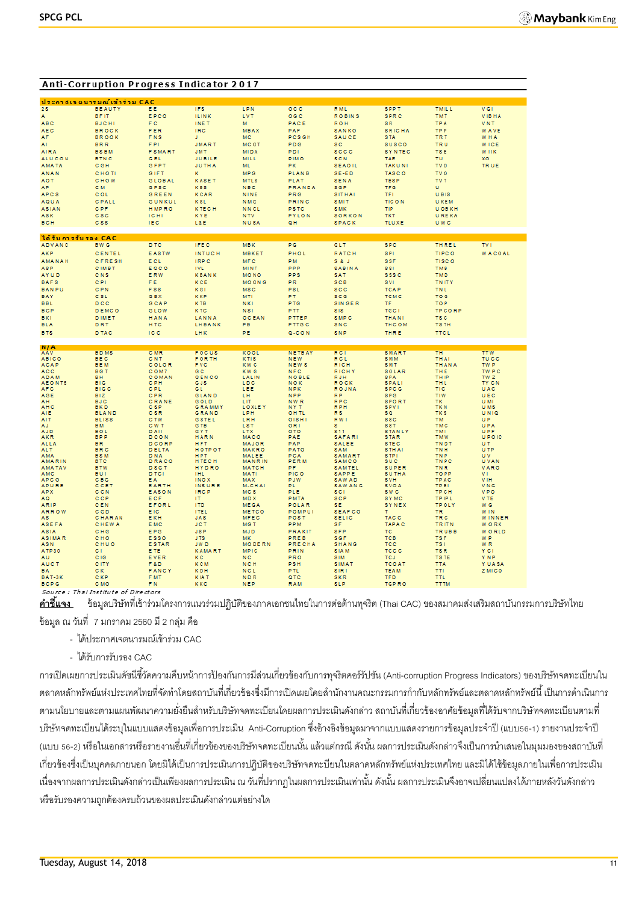## Anti-Corruption Progress Indicator 2017

**ประกาศเจตนารมณ์เข้าร่วม CAC**

| | | | | | | | | | | |
|---|---|---|---|---|---|---|---|---|---|---|
| 2S | BEAUTY | EE | IFS | LPN | OCC | RML | SPPT | TMILL | VGI |
| A | BFIT | EPCO | ILINK | LVT | OGC | ROBINS | SPRC | TMT | VIBHA |
| ABC | BJCHI | FC | INET | M | PACE | ROH | SR | TPA | VNT |
| AEC | BROCK | FER | IRC | MBAX | PAF | SANKO | SRICHA | TPP | WAVE |
| AF | BROOK | FNS | J | MC | PCSGH | SAUCE | STA | TRT | WHA |
| AI | BRR | FPI | JMART | MCOT | PDG | SC | SUSCO | TRU | WICE |
| AIRA | BSBM | FSMART | JMT | MIDA | PDI | SCCC | SYNTEC | TSE | WIIK |
| ALUCON | BTNC | GEL | JUBILE | MILL | PIMO | SCN | TAE | TU | XO |
| AMATA | CGH | GFPT | JUTHA | ML | PK | SEAOIL | TAKUNI | TVD | TRUE |
| ANAN | CHOTI | GIFT | K | MPG | PLANB | SE-ED | TASCO | TVO | |
| AOT | CHOW | GLOBAL | KASET | MTLS | PLAT | SENA | TBSP | TVT | |
| AP | CM | GPSC | KBS | NBC | PRANDA | SGP | TFG | U | |
| APCS | COL | GREEN | KCAR | NINE | PRG | SITHAI | TFI | UBIS | |
| AQUA | CPALL | GUNKUL | KSL | NMG | PRINC | SMIT | TICON | UKEM | |
| ASIAN | CPF | HMPRO | KTECH | NNCL | PSTC | SMK | TIP | UOBKH | |
| ASK | CSC | ICHI | KTE | NTV | PYLON | SORKON | TKT | UREKA | |
| BCH | CSS | IEC | L&E | NUSA | QH | SPACK | TLUXE | UWC | |

**ได้รับการรับรอง CAC**

| | | | | | | | | | |
|---|---|---|---|---|---|---|---|---|---|
| ADVANC | BWG | DTC | IFEC | MBK | PG | QLT | SPC | THREL | TVI |
| AKP | CENTEL | EASTW | INTUCH | MBKET | PHOL | RATCH | SPI | TIPCO | WACOAL |
| AMANAH | CFRESH | ECL | IRPC | MFC | PM | S & J | SSF | TISCO | |
| ASP | CIMBT | EGCO | IVL | MINT | PPP | SABINA | SSI | TMB | |
| AYUD | CNS | ERW | KBANK | MONO | PPS | SAT | SSSC | TMD | |
| BAFS | CPI | FE | KCE | MOONG | PR | SCB | SVI | TNITY | |
| BANPU | CPN | FSS | KGI | MSC | PSL | SCC | TCAP | TNL | |
| BAY | CSL | GBX | KKP | MTI | PT | SCG | TCMC | TOG | |
| BBL | DCC | GCAP | KTB | NKI | PTG | SINGER | TF | TOP | |
| BCP | DEMCO | GLOW | KTC | NSI | PTT | SIS | TGCI | TPCORP | |
| BKI | DIMET | HANA | LANNA | OCEAN | PTTEP | SMPC | THANI | TSC | |
| BLA | DRT | HTC | LHBANK | PB | PTTGC | SNC | THCOM | TSTH | |
| BTS | DTAC | ICC | LHK | PE | Q-CON | SNP | THRE | TTCL | |

**N/A**

| | | | | | | | | | |
|---|---|---|---|---|---|---|---|---|---|
| AAV | BDMS | CMR | FOCUS | KOOL | NETBAY | RCI | SMART | TH | TTW |
| ABICO | BEC | CNT | FORTH | KTIS | NEW | RCL | SMM | THAI | TUCC |
| ACAP | BEM | COLOR | FVC | KWC | NEWS | RICH | SMT | THANA | TWP |
| ACC | BGT | COM7 | GC | KWG | NFC | RICHY | SOLAR | THE | TWPC |
| ADAM | BH | COMAN | GENCO | LALIN | NOBLE | RJH | SPA | THIP | TWZ |
| AEONTS | BIG | CPH | GJS | LDC | NOK | ROCK | SPALI | THL | TYCN |
| AFC | BIGC | CPL | GL | LEE | NPK | ROJNA | SPCG | TIC | UAC |
| AGE | BIZ | CPR | GLAND | LH | NPP | RP | SPG | TIW | UEC |
| AH | BJC | CRANE | GOLD | LIT | NWR | RPC | SPORT | TK | UMI |
| AHC | BKD | CSP | GRAMMY | LOXLEY | NYT | RPH | SPVI | TKN | UMS |
| AIE | BLAND | CSR | GRAND | LPH | OHTL | RS | SQ | TKS | UNIQ |
| AIT | BLISS | CTW | GSTEL | LRH | OISHI | RWI | SSC | TM | UP |
| AJ | BM | CWT | GTB | LST | ORI | S | SST | TMC | UPA |
| AJD | BOL | DAII | GYT | LTX | OTO | S11 | STANLY | TMI | UPF |
| AKR | BPP | DCON | HARN | MACO | PAE | SAFARI | STAR | TMW | UPOIC |
| ALLA | BR | DCORP | HFT | MAJOR | PAP | SALEE | STEC | TNDT | UT |
| ALT | BRC | DELTA | HOTPOT | MAKRO | PATO | SAM | STHAI | TNH | UTP |
| AMA | BSM | DNA | HPT | MALEE | PCA | SAMART | STPI | TNP | UV |
| AMARIN | BTC | DRACO | HTECH | MANRIN | PERM | SAMCO | SUC | TNPC | UVAN |
| AMATAV | BTW | DSGT | HYDRO | MATCH | PF | SAMTEL | SUPER | TNR | VARO |
| AMC | BUI | DTCI | IHL | MATI | PICO | SAPPE | SUTHA | TOPP | VI |
| APCO | CBG | EA | INOX | MAX | PJW | SAWAD | SVH | TPAC | VIH |
| APURE | CCET | EARTH | INSURE | M-CHAI | PL | SAWANG | SVOA | TPBI | VNG |
| APX | CCN | EASON | IRCP | MCS | PLE | SCI | SWC | TPCH | VPO |
| AQ | CCP | ECF | IT | MDX | PMTA | SCP | SYMC | TPIPL | VTE |
| ARIP | CEN | EFORL | ITD | MEGA | POLAR | SE | SYNEX | TPOLY | WG |
| ARROW | CGD | EIC | ITEL | METCO | POMPUI | SEAFCO | T | TR | WIN |
| AS | CHARAN | EKH | JAS | MFEC | POST | SELIC | TACC | TRC | WINNER |
| ASEFA | CHEWA | EMC | JCT | MGT | PPM | SF | TAPAC | TRITN | WORK |
| ASIA | CHG | EPG | JSP | MJD | PRAKIT | SFP | TC | TRUBB | WORLD |
| ASIMAR | CHO | ESSO | JTS | MK | PREB | SGF | TCB | TSF | WP |
| ASN | CHUO | ESTAR | JWD | MODERN | PRECHA | SHANG | TCC | TSI | WR |
| ATP30 | CI | ETE | KAMART | MPIC | PRIN | SIAM | TCCC | TSR | YCI |
| AU | CIG | EVER | KC | NC | PRO | SIM | TCJ | TSTE | YNP |
| AUCT | CITY | F&D | KCM | NCH | PSH | SIMAT | TCOAT | TTA | YUASA |
| BA | CK | FANCY | KDH | NCL | PTL | SIRI | TEAM | TTI | ZMICO |
| BAT-3K | CKP | FMT | KIAT | NDR | QTC | SKR | TFD | TTL | |
| BCPG | CMO | FN | KKC | NEP | RAM | SLP | TGPRO | TTTM | |

*Source : Thai Institute of Directors*

**คำชี้แจง** ข้อมูลบริษัทที่เข้าร่วมโครงการแนวร่วมปฏิบัติของภาคเอกชนไทยในการต่อต้านทุจริต (Thai CAC) ของสมาคมส่งเสริมสถาบันกรรมการบริษัทไทย ข้อมูล ณ วันที่ 7 มกราคม 2560 มี 2 กลุ่ม คือ

- ได้ประกาศเจตนารมณ์เข้าร่วม CAC
- ได้รับการรับรอง CAC

การเปิดเผยการประเมินดัชนีชี้วัดความคืบหน้าการป้องกันการมีส่วนเกี่ยวข้องกับการทุจริตคอร์รัปชัน (Anti-corruption Progress Indicators) ของบริษัทจดทะเบียนในตลาดหลักทรัพย์แห่งประเทศไทยที่จัดทำโดยสถาบันที่เกี่ยวข้องซึ่งมีการเปิดเผยโดยสำนักงานคณะกรรมการกำกับหลักทรัพย์และตลาดหลักทรัพย์นี้ เป็นการดำเนินการตามนโยบายและตามแผนพัฒนาความยั่งยืนสำหรับบริษัทจดทะเบียนโดยผลการประเมินดังกล่าว สถาบันที่เกี่ยวข้องอาศัยข้อมูลที่ได้รับจากบริษัทจดทะเบียนตามที่บริษัทจดทะเบียนได้ระบุในแบบแสดงข้อมูลเพื่อการประเมิน Anti-Corruption ซึ่งอ้างอิงข้อมูลมาจากแบบแสดงรายการข้อมูลประจำปี (แบบ56-1) รายงานประจำปี (แบบ 56-2) หรือในเอกสารหรือรายงานอื่นที่เกี่ยวข้องของบริษัทจดทะเบียนนั้น แล้วแต่กรณี ดังนั้น ผลการประเมินดังกล่าวจึงเป็นการนำเสนอในมุมมองของสถาบันที่เกี่ยวข้องซึ่งเป็นบุคคลภายนอก โดยมิได้เป็นการประเมินการปฏิบัติของบริษัทจดทะเบียนในตลาดหลักทรัพย์แห่งประเทศไทย และมิได้ใช้ข้อมูลภายในเพื่อการประเมิน เนื่องจากผลการประเมินดังกล่าวเป็นเพียงผลการประเมิน ณ วันที่ปรากฏในผลการประเมินเท่านั้น ดังนั้น ผลการประเมินจึงอาจเปลี่ยนแปลงได้ภายหลังวันดังกล่าว หรือรับรองความถูกต้องครบถ้วนของผลประเมินดังกล่าวแต่อย่างใด